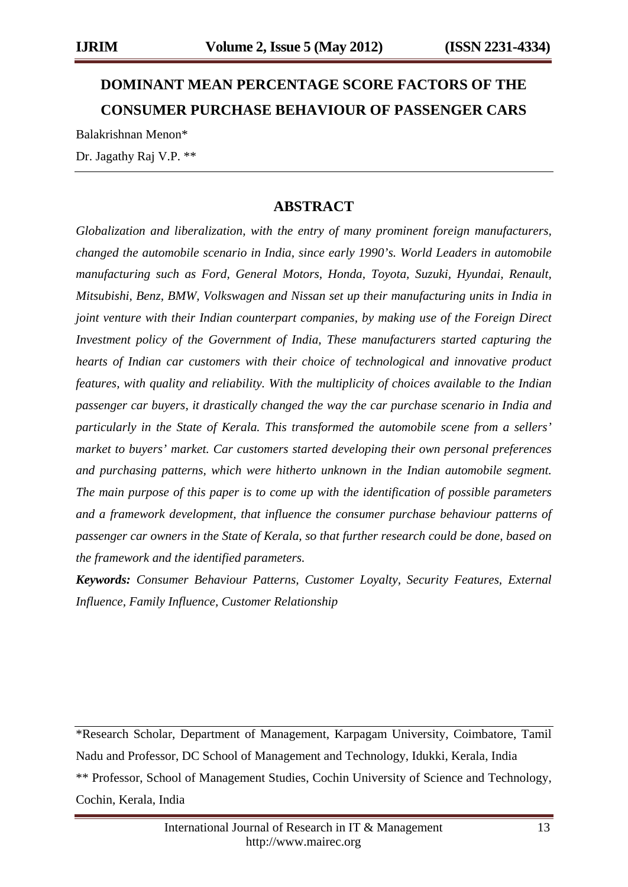# DOMINANT MEAN PERCENTAGE SCORE FACTORS OF THE CONSUMER PURCHASE BEHAVIOUR OF PASSENGER CARS

Balakrishnan Menon*

Dr. Jagathy Raj V.P. **

---

## ABSTRACT

*Globalization and liberalization, with the entry of many prominent foreign manufacturers, changed the automobile scenario in India, since early 1990's. World Leaders in automobile manufacturing such as Ford, General Motors, Honda, Toyota, Suzuki, Hyundai, Renault, Mitsubishi, Benz, BMW, Volkswagen and Nissan set up their manufacturing units in India in joint venture with their Indian counterpart companies, by making use of the Foreign Direct Investment policy of the Government of India, These manufacturers started capturing the hearts of Indian car customers with their choice of technological and innovative product features, with quality and reliability. With the multiplicity of choices available to the Indian passenger car buyers, it drastically changed the way the car purchase scenario in India and particularly in the State of Kerala. This transformed the automobile scene from a sellers' market to buyers' market. Car customers started developing their own personal preferences and purchasing patterns, which were hitherto unknown in the Indian automobile segment. The main purpose of this paper is to come up with the identification of possible parameters and a framework development, that influence the consumer purchase behaviour patterns of passenger car owners in the State of Kerala, so that further research could be done, based on the framework and the identified parameters.*

***Keywords:*** *Consumer Behaviour Patterns, Customer Loyalty, Security Features, External Influence, Family Influence, Customer Relationship*

---

*Research Scholar, Department of Management, Karpagam University, Coimbatore, Tamil Nadu and Professor, DC School of Management and Technology, Idukki, Kerala, India

** Professor, School of Management Studies, Cochin University of Science and Technology, Cochin, Kerala, India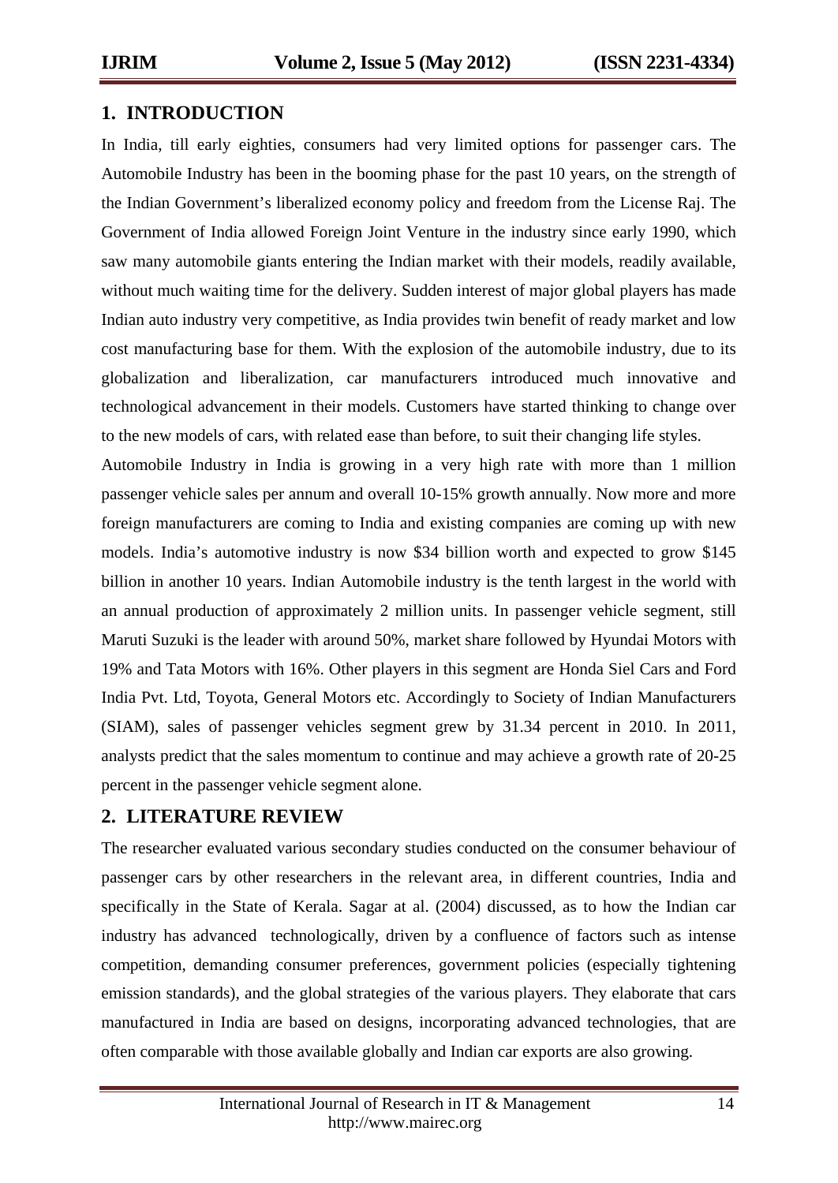## 1. INTRODUCTION

In India, till early eighties, consumers had very limited options for passenger cars. The Automobile Industry has been in the booming phase for the past 10 years, on the strength of the Indian Government's liberalized economy policy and freedom from the License Raj. The Government of India allowed Foreign Joint Venture in the industry since early 1990, which saw many automobile giants entering the Indian market with their models, readily available, without much waiting time for the delivery. Sudden interest of major global players has made Indian auto industry very competitive, as India provides twin benefit of ready market and low cost manufacturing base for them. With the explosion of the automobile industry, due to its globalization and liberalization, car manufacturers introduced much innovative and technological advancement in their models. Customers have started thinking to change over to the new models of cars, with related ease than before, to suit their changing life styles.

Automobile Industry in India is growing in a very high rate with more than 1 million passenger vehicle sales per annum and overall 10-15% growth annually. Now more and more foreign manufacturers are coming to India and existing companies are coming up with new models. India's automotive industry is now $34 billion worth and expected to grow $145 billion in another 10 years. Indian Automobile industry is the tenth largest in the world with an annual production of approximately 2 million units. In passenger vehicle segment, still Maruti Suzuki is the leader with around 50%, market share followed by Hyundai Motors with 19% and Tata Motors with 16%. Other players in this segment are Honda Siel Cars and Ford India Pvt. Ltd, Toyota, General Motors etc. Accordingly to Society of Indian Manufacturers (SIAM), sales of passenger vehicles segment grew by 31.34 percent in 2010. In 2011, analysts predict that the sales momentum to continue and may achieve a growth rate of 20-25 percent in the passenger vehicle segment alone.

## 2. LITERATURE REVIEW

The researcher evaluated various secondary studies conducted on the consumer behaviour of passenger cars by other researchers in the relevant area, in different countries, India and specifically in the State of Kerala. Sagar at al. (2004) discussed, as to how the Indian car industry has advanced technologically, driven by a confluence of factors such as intense competition, demanding consumer preferences, government policies (especially tightening emission standards), and the global strategies of the various players. They elaborate that cars manufactured in India are based on designs, incorporating advanced technologies, that are often comparable with those available globally and Indian car exports are also growing.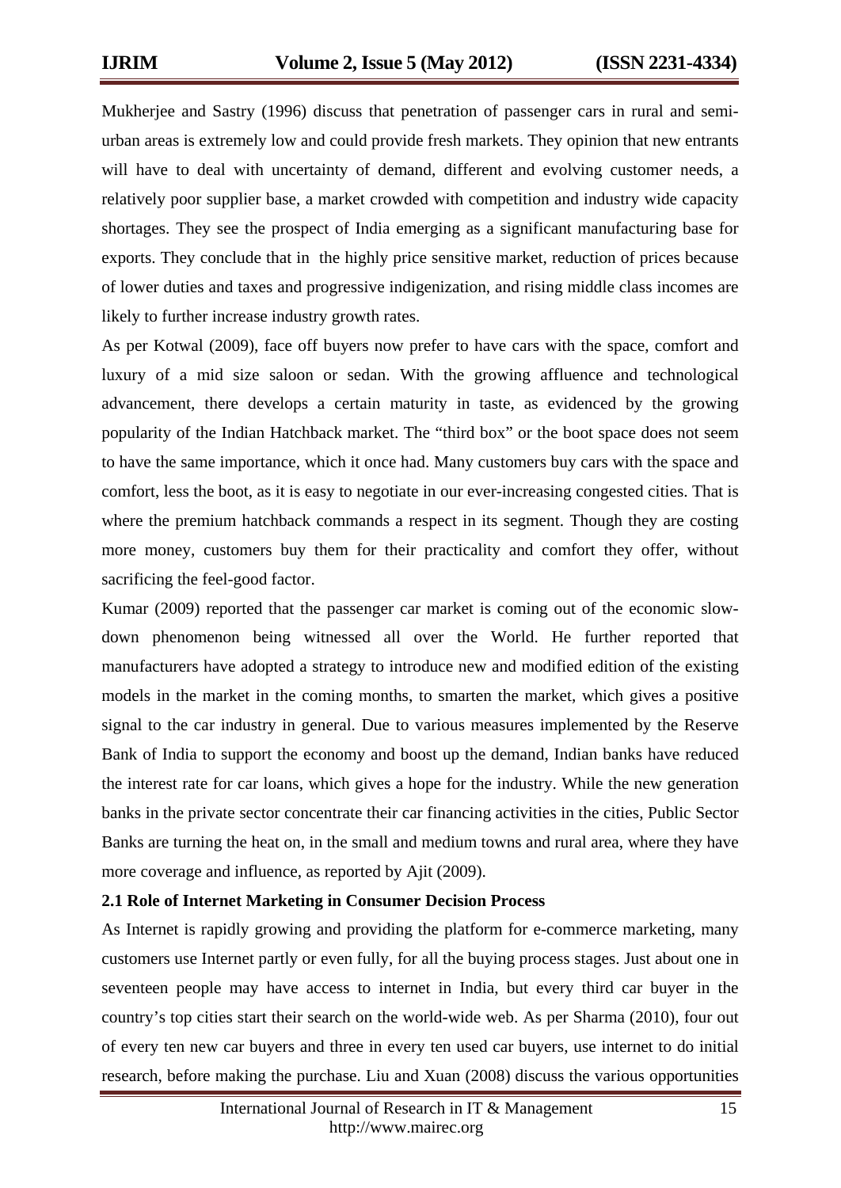Mukherjee and Sastry (1996) discuss that penetration of passenger cars in rural and semi-urban areas is extremely low and could provide fresh markets. They opinion that new entrants will have to deal with uncertainty of demand, different and evolving customer needs, a relatively poor supplier base, a market crowded with competition and industry wide capacity shortages. They see the prospect of India emerging as a significant manufacturing base for exports. They conclude that in the highly price sensitive market, reduction of prices because of lower duties and taxes and progressive indigenization, and rising middle class incomes are likely to further increase industry growth rates.

As per Kotwal (2009), face off buyers now prefer to have cars with the space, comfort and luxury of a mid size saloon or sedan. With the growing affluence and technological advancement, there develops a certain maturity in taste, as evidenced by the growing popularity of the Indian Hatchback market. The "third box" or the boot space does not seem to have the same importance, which it once had. Many customers buy cars with the space and comfort, less the boot, as it is easy to negotiate in our ever-increasing congested cities. That is where the premium hatchback commands a respect in its segment. Though they are costing more money, customers buy them for their practicality and comfort they offer, without sacrificing the feel-good factor.

Kumar (2009) reported that the passenger car market is coming out of the economic slow-down phenomenon being witnessed all over the World. He further reported that manufacturers have adopted a strategy to introduce new and modified edition of the existing models in the market in the coming months, to smarten the market, which gives a positive signal to the car industry in general. Due to various measures implemented by the Reserve Bank of India to support the economy and boost up the demand, Indian banks have reduced the interest rate for car loans, which gives a hope for the industry. While the new generation banks in the private sector concentrate their car financing activities in the cities, Public Sector Banks are turning the heat on, in the small and medium towns and rural area, where they have more coverage and influence, as reported by Ajit (2009).

## 2.1 Role of Internet Marketing in Consumer Decision Process

As Internet is rapidly growing and providing the platform for e-commerce marketing, many customers use Internet partly or even fully, for all the buying process stages. Just about one in seventeen people may have access to internet in India, but every third car buyer in the country's top cities start their search on the world-wide web. As per Sharma (2010), four out of every ten new car buyers and three in every ten used car buyers, use internet to do initial research, before making the purchase. Liu and Xuan (2008) discuss the various opportunities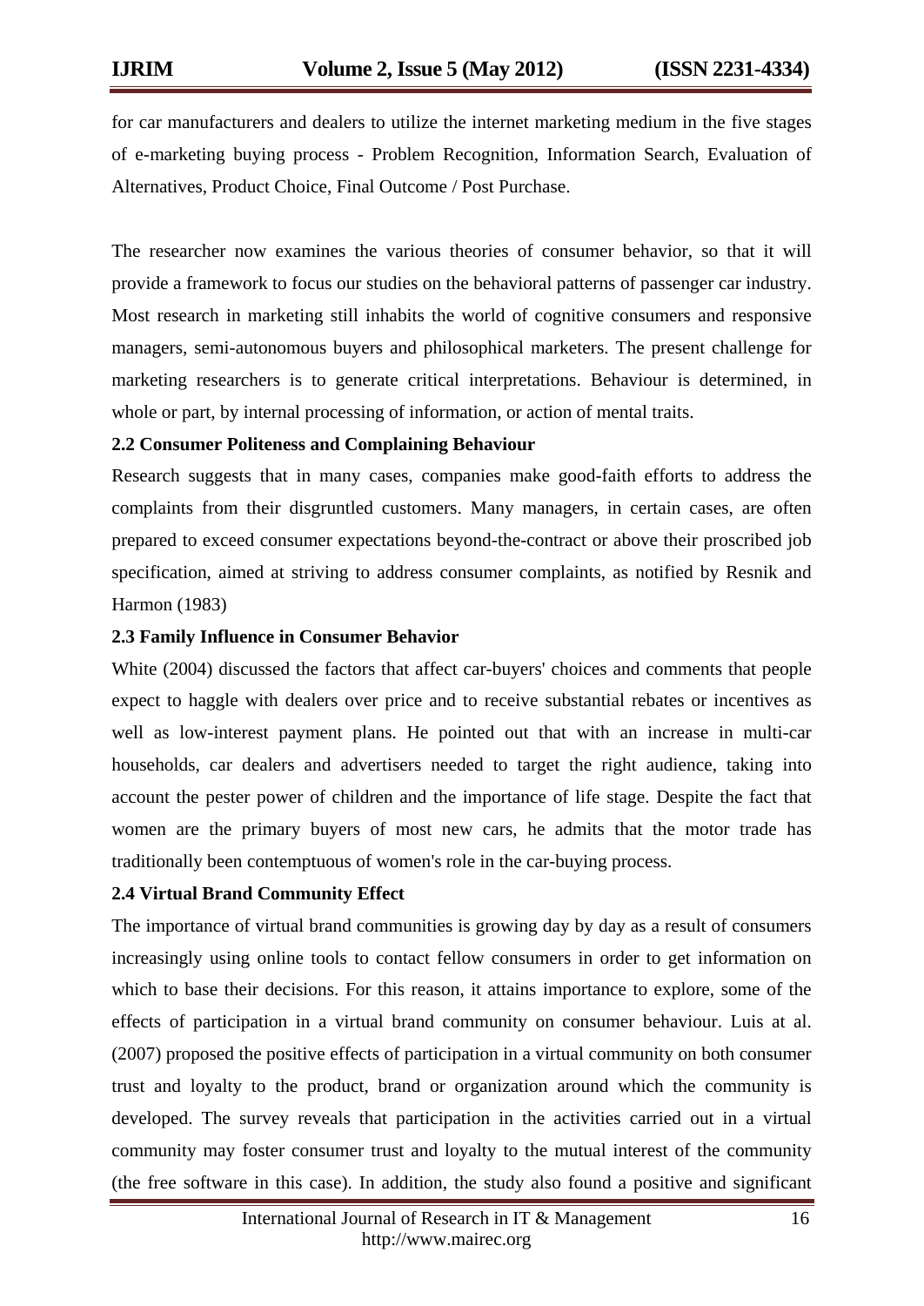for car manufacturers and dealers to utilize the internet marketing medium in the five stages of e-marketing buying process - Problem Recognition, Information Search, Evaluation of Alternatives, Product Choice, Final Outcome / Post Purchase.

The researcher now examines the various theories of consumer behavior, so that it will provide a framework to focus our studies on the behavioral patterns of passenger car industry. Most research in marketing still inhabits the world of cognitive consumers and responsive managers, semi-autonomous buyers and philosophical marketers. The present challenge for marketing researchers is to generate critical interpretations. Behaviour is determined, in whole or part, by internal processing of information, or action of mental traits.

### 2.2 Consumer Politeness and Complaining Behaviour

Research suggests that in many cases, companies make good-faith efforts to address the complaints from their disgruntled customers. Many managers, in certain cases, are often prepared to exceed consumer expectations beyond-the-contract or above their proscribed job specification, aimed at striving to address consumer complaints, as notified by Resnik and Harmon (1983)

### 2.3 Family Influence in Consumer Behavior

White (2004) discussed the factors that affect car-buyers' choices and comments that people expect to haggle with dealers over price and to receive substantial rebates or incentives as well as low-interest payment plans. He pointed out that with an increase in multi-car households, car dealers and advertisers needed to target the right audience, taking into account the pester power of children and the importance of life stage. Despite the fact that women are the primary buyers of most new cars, he admits that the motor trade has traditionally been contemptuous of women's role in the car-buying process.

### 2.4 Virtual Brand Community Effect

The importance of virtual brand communities is growing day by day as a result of consumers increasingly using online tools to contact fellow consumers in order to get information on which to base their decisions. For this reason, it attains importance to explore, some of the effects of participation in a virtual brand community on consumer behaviour. Luis at al. (2007) proposed the positive effects of participation in a virtual community on both consumer trust and loyalty to the product, brand or organization around which the community is developed. The survey reveals that participation in the activities carried out in a virtual community may foster consumer trust and loyalty to the mutual interest of the community (the free software in this case). In addition, the study also found a positive and significant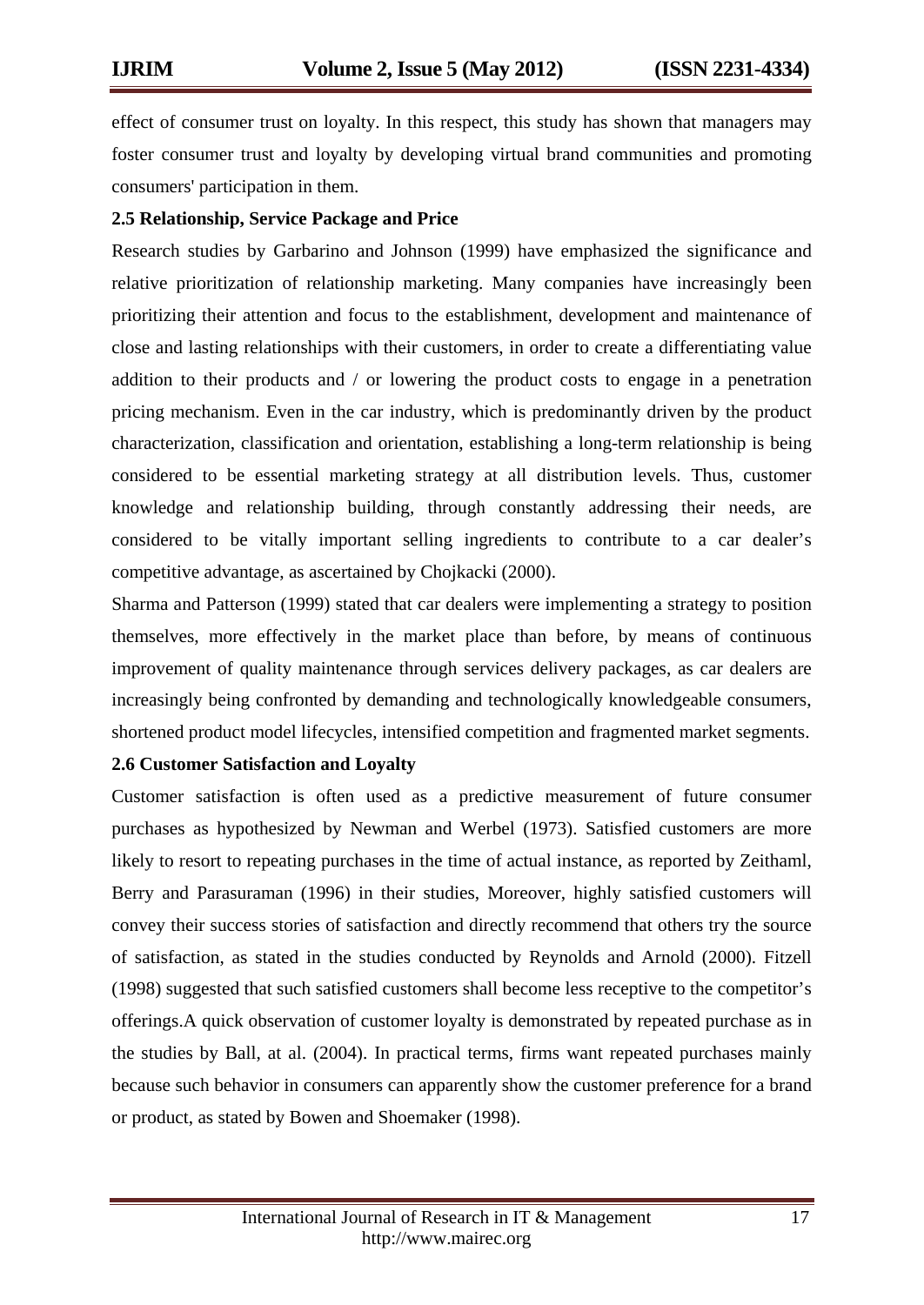effect of consumer trust on loyalty. In this respect, this study has shown that managers may foster consumer trust and loyalty by developing virtual brand communities and promoting consumers' participation in them.

### 2.5 Relationship, Service Package and Price

Research studies by Garbarino and Johnson (1999) have emphasized the significance and relative prioritization of relationship marketing. Many companies have increasingly been prioritizing their attention and focus to the establishment, development and maintenance of close and lasting relationships with their customers, in order to create a differentiating value addition to their products and / or lowering the product costs to engage in a penetration pricing mechanism. Even in the car industry, which is predominantly driven by the product characterization, classification and orientation, establishing a long-term relationship is being considered to be essential marketing strategy at all distribution levels. Thus, customer knowledge and relationship building, through constantly addressing their needs, are considered to be vitally important selling ingredients to contribute to a car dealer's competitive advantage, as ascertained by Chojkacki (2000).

Sharma and Patterson (1999) stated that car dealers were implementing a strategy to position themselves, more effectively in the market place than before, by means of continuous improvement of quality maintenance through services delivery packages, as car dealers are increasingly being confronted by demanding and technologically knowledgeable consumers, shortened product model lifecycles, intensified competition and fragmented market segments.

### 2.6 Customer Satisfaction and Loyalty

Customer satisfaction is often used as a predictive measurement of future consumer purchases as hypothesized by Newman and Werbel (1973). Satisfied customers are more likely to resort to repeating purchases in the time of actual instance, as reported by Zeithaml, Berry and Parasuraman (1996) in their studies, Moreover, highly satisfied customers will convey their success stories of satisfaction and directly recommend that others try the source of satisfaction, as stated in the studies conducted by Reynolds and Arnold (2000). Fitzell (1998) suggested that such satisfied customers shall become less receptive to the competitor's offerings.A quick observation of customer loyalty is demonstrated by repeated purchase as in the studies by Ball, at al. (2004). In practical terms, firms want repeated purchases mainly because such behavior in consumers can apparently show the customer preference for a brand or product, as stated by Bowen and Shoemaker (1998).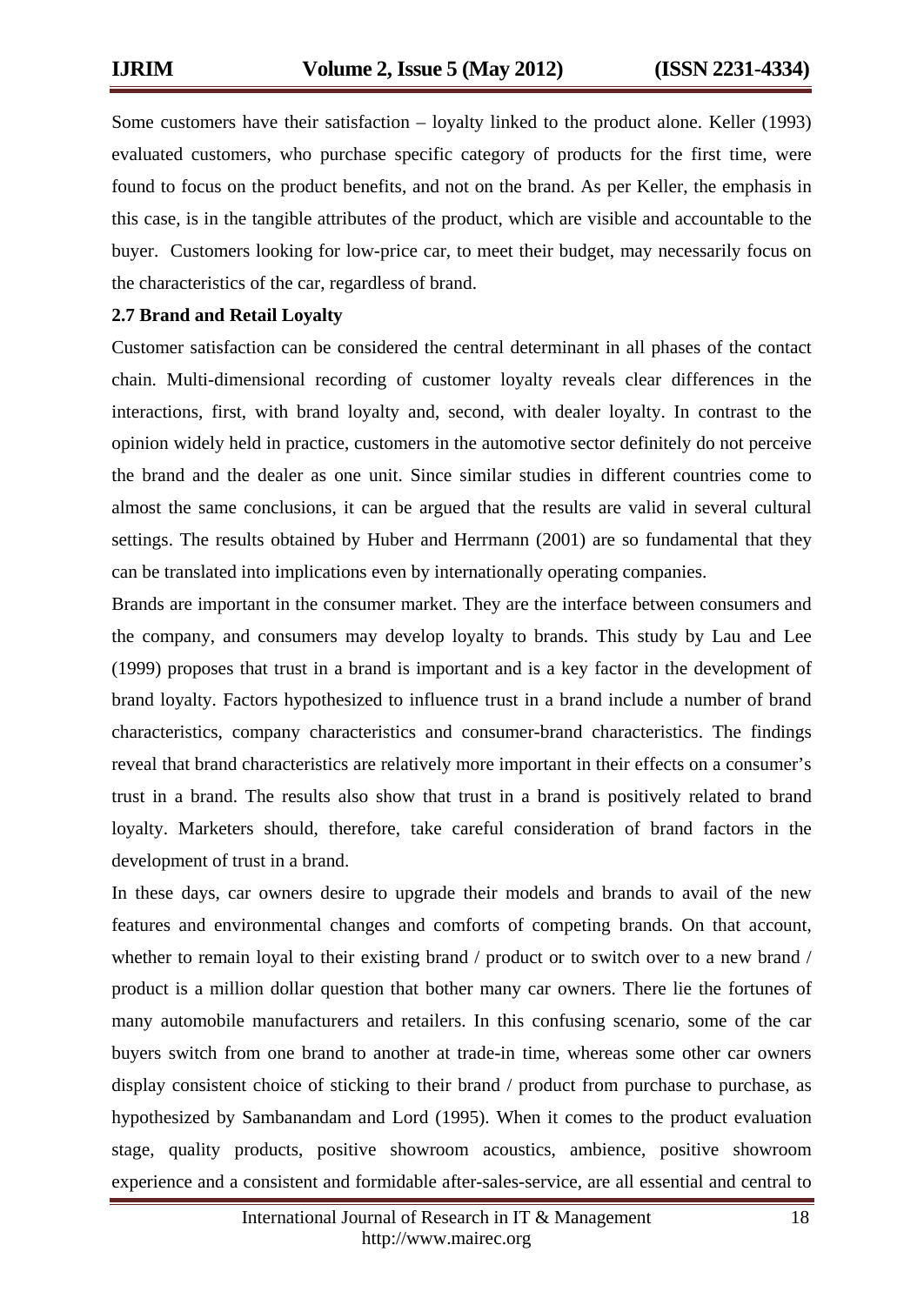Some customers have their satisfaction – loyalty linked to the product alone. Keller (1993) evaluated customers, who purchase specific category of products for the first time, were found to focus on the product benefits, and not on the brand. As per Keller, the emphasis in this case, is in the tangible attributes of the product, which are visible and accountable to the buyer. Customers looking for low-price car, to meet their budget, may necessarily focus on the characteristics of the car, regardless of brand.

**2.7 Brand and Retail Loyalty**

Customer satisfaction can be considered the central determinant in all phases of the contact chain. Multi-dimensional recording of customer loyalty reveals clear differences in the interactions, first, with brand loyalty and, second, with dealer loyalty. In contrast to the opinion widely held in practice, customers in the automotive sector definitely do not perceive the brand and the dealer as one unit. Since similar studies in different countries come to almost the same conclusions, it can be argued that the results are valid in several cultural settings. The results obtained by Huber and Herrmann (2001) are so fundamental that they can be translated into implications even by internationally operating companies.

Brands are important in the consumer market. They are the interface between consumers and the company, and consumers may develop loyalty to brands. This study by Lau and Lee (1999) proposes that trust in a brand is important and is a key factor in the development of brand loyalty. Factors hypothesized to influence trust in a brand include a number of brand characteristics, company characteristics and consumer-brand characteristics. The findings reveal that brand characteristics are relatively more important in their effects on a consumer's trust in a brand. The results also show that trust in a brand is positively related to brand loyalty. Marketers should, therefore, take careful consideration of brand factors in the development of trust in a brand.

In these days, car owners desire to upgrade their models and brands to avail of the new features and environmental changes and comforts of competing brands. On that account, whether to remain loyal to their existing brand / product or to switch over to a new brand / product is a million dollar question that bother many car owners. There lie the fortunes of many automobile manufacturers and retailers. In this confusing scenario, some of the car buyers switch from one brand to another at trade-in time, whereas some other car owners display consistent choice of sticking to their brand / product from purchase to purchase, as hypothesized by Sambanandam and Lord (1995). When it comes to the product evaluation stage, quality products, positive showroom acoustics, ambience, positive showroom experience and a consistent and formidable after-sales-service, are all essential and central to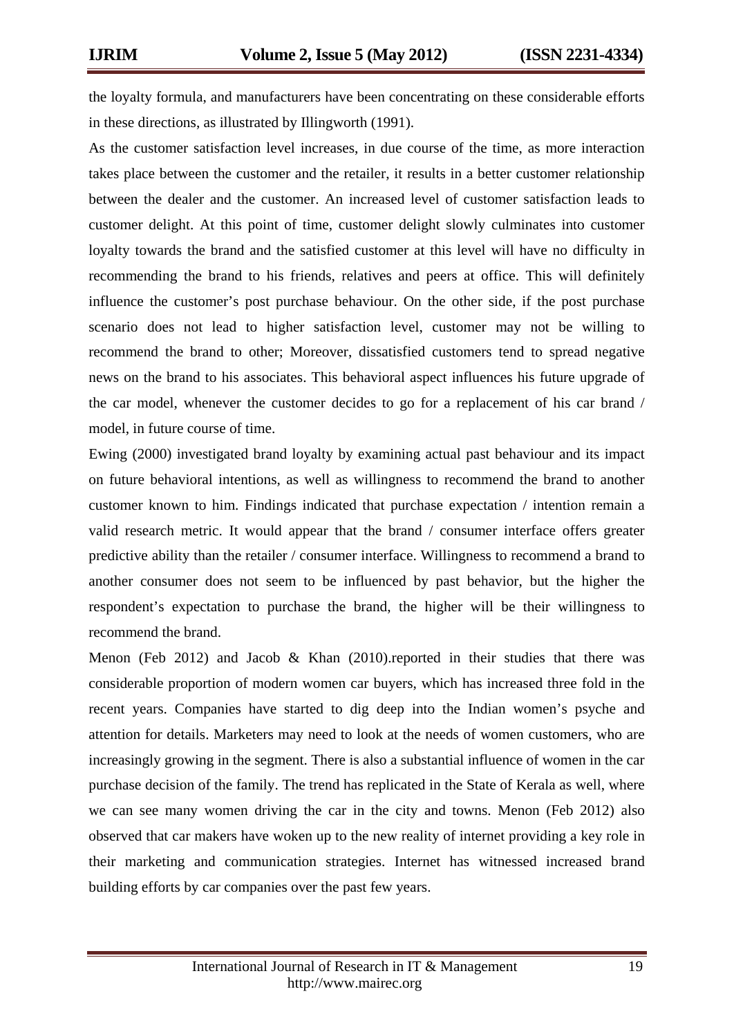the loyalty formula, and manufacturers have been concentrating on these considerable efforts in these directions, as illustrated by Illingworth (1991).

As the customer satisfaction level increases, in due course of the time, as more interaction takes place between the customer and the retailer, it results in a better customer relationship between the dealer and the customer. An increased level of customer satisfaction leads to customer delight. At this point of time, customer delight slowly culminates into customer loyalty towards the brand and the satisfied customer at this level will have no difficulty in recommending the brand to his friends, relatives and peers at office. This will definitely influence the customer's post purchase behaviour. On the other side, if the post purchase scenario does not lead to higher satisfaction level, customer may not be willing to recommend the brand to other; Moreover, dissatisfied customers tend to spread negative news on the brand to his associates. This behavioral aspect influences his future upgrade of the car model, whenever the customer decides to go for a replacement of his car brand / model, in future course of time.

Ewing (2000) investigated brand loyalty by examining actual past behaviour and its impact on future behavioral intentions, as well as willingness to recommend the brand to another customer known to him. Findings indicated that purchase expectation / intention remain a valid research metric. It would appear that the brand / consumer interface offers greater predictive ability than the retailer / consumer interface. Willingness to recommend a brand to another consumer does not seem to be influenced by past behavior, but the higher the respondent's expectation to purchase the brand, the higher will be their willingness to recommend the brand.

Menon (Feb 2012) and Jacob & Khan (2010).reported in their studies that there was considerable proportion of modern women car buyers, which has increased three fold in the recent years. Companies have started to dig deep into the Indian women's psyche and attention for details. Marketers may need to look at the needs of women customers, who are increasingly growing in the segment. There is also a substantial influence of women in the car purchase decision of the family. The trend has replicated in the State of Kerala as well, where we can see many women driving the car in the city and towns. Menon (Feb 2012) also observed that car makers have woken up to the new reality of internet providing a key role in their marketing and communication strategies. Internet has witnessed increased brand building efforts by car companies over the past few years.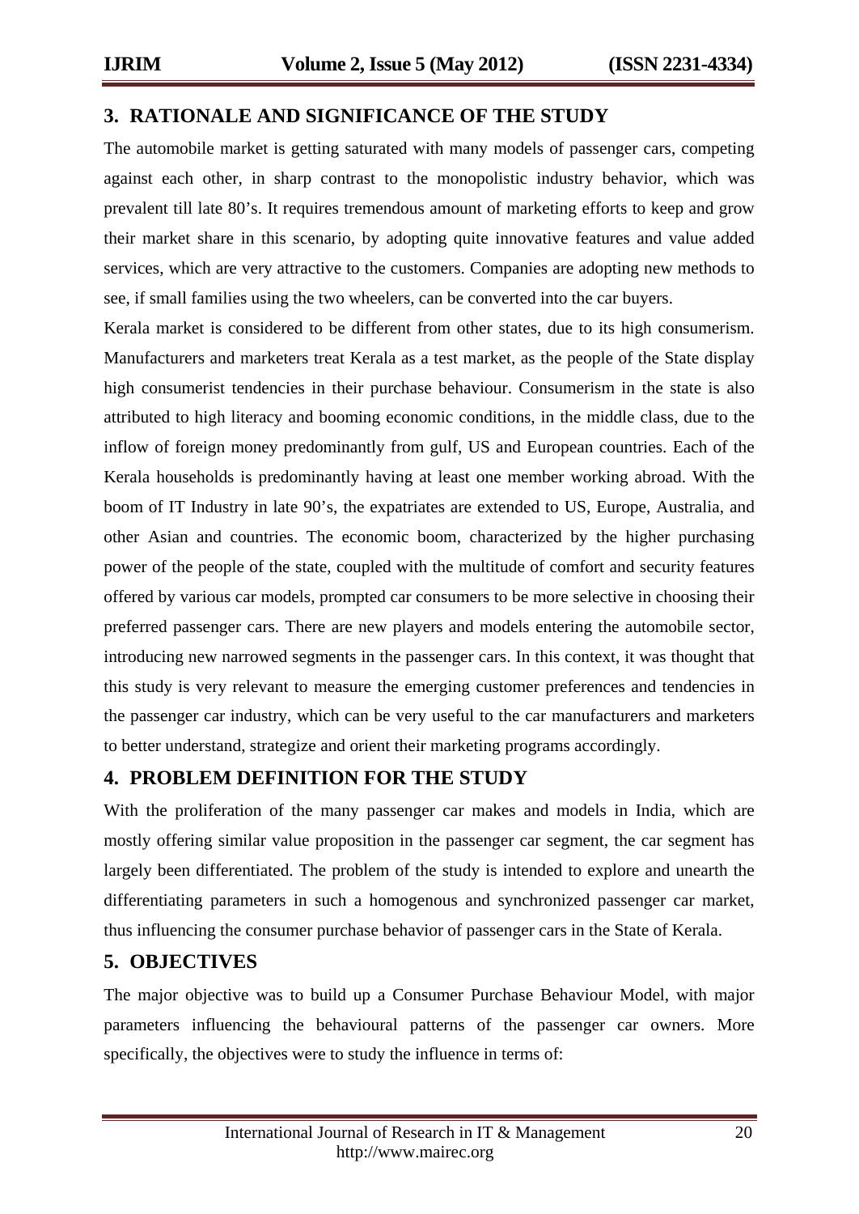## 3. RATIONALE AND SIGNIFICANCE OF THE STUDY

The automobile market is getting saturated with many models of passenger cars, competing against each other, in sharp contrast to the monopolistic industry behavior, which was prevalent till late 80's. It requires tremendous amount of marketing efforts to keep and grow their market share in this scenario, by adopting quite innovative features and value added services, which are very attractive to the customers. Companies are adopting new methods to see, if small families using the two wheelers, can be converted into the car buyers.

Kerala market is considered to be different from other states, due to its high consumerism. Manufacturers and marketers treat Kerala as a test market, as the people of the State display high consumerist tendencies in their purchase behaviour. Consumerism in the state is also attributed to high literacy and booming economic conditions, in the middle class, due to the inflow of foreign money predominantly from gulf, US and European countries. Each of the Kerala households is predominantly having at least one member working abroad. With the boom of IT Industry in late 90's, the expatriates are extended to US, Europe, Australia, and other Asian and countries. The economic boom, characterized by the higher purchasing power of the people of the state, coupled with the multitude of comfort and security features offered by various car models, prompted car consumers to be more selective in choosing their preferred passenger cars. There are new players and models entering the automobile sector, introducing new narrowed segments in the passenger cars. In this context, it was thought that this study is very relevant to measure the emerging customer preferences and tendencies in the passenger car industry, which can be very useful to the car manufacturers and marketers to better understand, strategize and orient their marketing programs accordingly.

## 4. PROBLEM DEFINITION FOR THE STUDY

With the proliferation of the many passenger car makes and models in India, which are mostly offering similar value proposition in the passenger car segment, the car segment has largely been differentiated. The problem of the study is intended to explore and unearth the differentiating parameters in such a homogenous and synchronized passenger car market, thus influencing the consumer purchase behavior of passenger cars in the State of Kerala.

## 5. OBJECTIVES

The major objective was to build up a Consumer Purchase Behaviour Model, with major parameters influencing the behavioural patterns of the passenger car owners. More specifically, the objectives were to study the influence in terms of: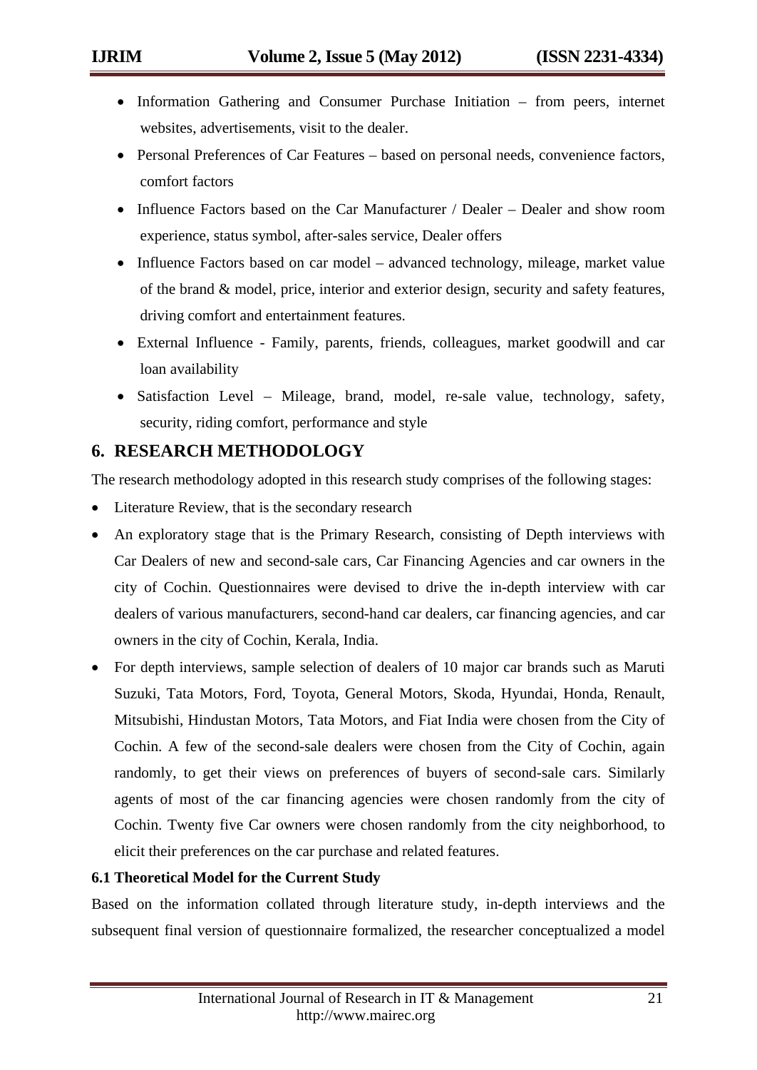- Information Gathering and Consumer Purchase Initiation – from peers, internet websites, advertisements, visit to the dealer.
- Personal Preferences of Car Features – based on personal needs, convenience factors, comfort factors
- Influence Factors based on the Car Manufacturer / Dealer – Dealer and show room experience, status symbol, after-sales service, Dealer offers
- Influence Factors based on car model – advanced technology, mileage, market value of the brand & model, price, interior and exterior design, security and safety features, driving comfort and entertainment features.
- External Influence - Family, parents, friends, colleagues, market goodwill and car loan availability
- Satisfaction Level – Mileage, brand, model, re-sale value, technology, safety, security, riding comfort, performance and style

## 6. RESEARCH METHODOLOGY

The research methodology adopted in this research study comprises of the following stages:

- Literature Review, that is the secondary research
- An exploratory stage that is the Primary Research, consisting of Depth interviews with Car Dealers of new and second-sale cars, Car Financing Agencies and car owners in the city of Cochin. Questionnaires were devised to drive the in-depth interview with car dealers of various manufacturers, second-hand car dealers, car financing agencies, and car owners in the city of Cochin, Kerala, India.
- For depth interviews, sample selection of dealers of 10 major car brands such as Maruti Suzuki, Tata Motors, Ford, Toyota, General Motors, Skoda, Hyundai, Honda, Renault, Mitsubishi, Hindustan Motors, Tata Motors, and Fiat India were chosen from the City of Cochin. A few of the second-sale dealers were chosen from the City of Cochin, again randomly, to get their views on preferences of buyers of second-sale cars. Similarly agents of most of the car financing agencies were chosen randomly from the city of Cochin. Twenty five Car owners were chosen randomly from the city neighborhood, to elicit their preferences on the car purchase and related features.

### 6.1 Theoretical Model for the Current Study

Based on the information collated through literature study, in-depth interviews and the subsequent final version of questionnaire formalized, the researcher conceptualized a model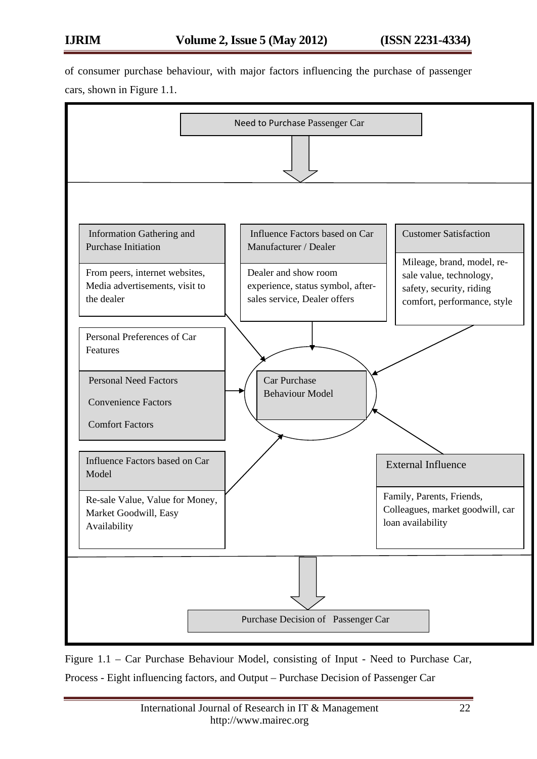of consumer purchase behaviour, with major factors influencing the purchase of passenger cars, shown in Figure 1.1.

Need to Purchase Passenger Car

Information Gathering and Purchase Initiation

From peers, internet websites, Media advertisements, visit to the dealer

Influence Factors based on Car Manufacturer / Dealer

Dealer and show room experience, status symbol, after-sales service, Dealer offers

Customer Satisfaction

Mileage, brand, model, re-sale value, technology, safety, security, riding comfort, performance, style

Personal Preferences of Car Features

Personal Need Factors

Convenience Factors

Comfort Factors

Car Purchase Behaviour Model

Influence Factors based on Car Model

Re-sale Value, Value for Money, Market Goodwill, Easy Availability

External Influence

Family, Parents, Friends, Colleagues, market goodwill, car loan availability

Purchase Decision of Passenger Car

Figure 1.1 – Car Purchase Behaviour Model, consisting of Input - Need to Purchase Car, Process - Eight influencing factors, and Output – Purchase Decision of Passenger Car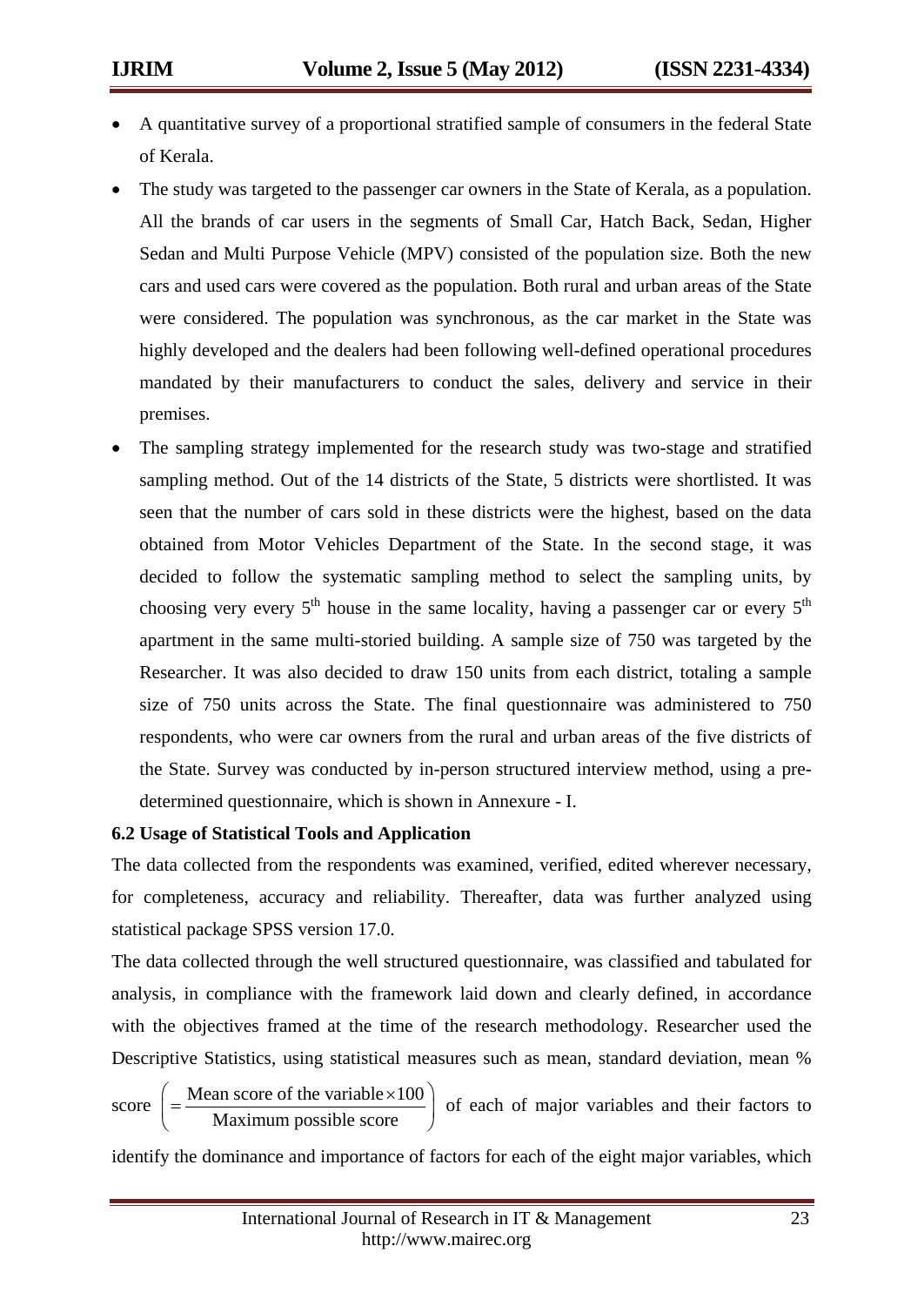- A quantitative survey of a proportional stratified sample of consumers in the federal State of Kerala.
- The study was targeted to the passenger car owners in the State of Kerala, as a population. All the brands of car users in the segments of Small Car, Hatch Back, Sedan, Higher Sedan and Multi Purpose Vehicle (MPV) consisted of the population size. Both the new cars and used cars were covered as the population. Both rural and urban areas of the State were considered. The population was synchronous, as the car market in the State was highly developed and the dealers had been following well-defined operational procedures mandated by their manufacturers to conduct the sales, delivery and service in their premises.
- The sampling strategy implemented for the research study was two-stage and stratified sampling method. Out of the 14 districts of the State, 5 districts were shortlisted. It was seen that the number of cars sold in these districts were the highest, based on the data obtained from Motor Vehicles Department of the State. In the second stage, it was decided to follow the systematic sampling method to select the sampling units, by choosing very every 5th house in the same locality, having a passenger car or every 5th apartment in the same multi-storied building. A sample size of 750 was targeted by the Researcher. It was also decided to draw 150 units from each district, totaling a sample size of 750 units across the State. The final questionnaire was administered to 750 respondents, who were car owners from the rural and urban areas of the five districts of the State. Survey was conducted by in-person structured interview method, using a pre-determined questionnaire, which is shown in Annexure - I.

**6.2 Usage of Statistical Tools and Application**

The data collected from the respondents was examined, verified, edited wherever necessary, for completeness, accuracy and reliability. Thereafter, data was further analyzed using statistical package SPSS version 17.0.

The data collected through the well structured questionnaire, was classified and tabulated for analysis, in compliance with the framework laid down and clearly defined, in accordance with the objectives framed at the time of the research methodology. Researcher used the Descriptive Statistics, using statistical measures such as mean, standard deviation, mean % score $\left( = \frac{\text{Mean score of the variable} \times 100}{\text{Maximum possible score}} \right)$ of each of major variables and their factors to identify the dominance and importance of factors for each of the eight major variables, which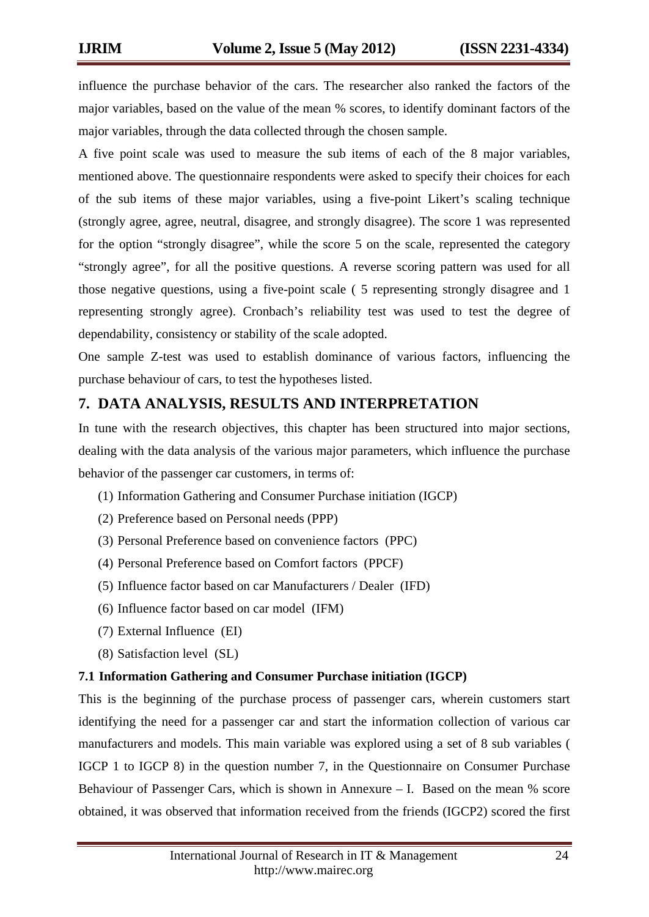influence the purchase behavior of the cars. The researcher also ranked the factors of the major variables, based on the value of the mean % scores, to identify dominant factors of the major variables, through the data collected through the chosen sample.

A five point scale was used to measure the sub items of each of the 8 major variables, mentioned above. The questionnaire respondents were asked to specify their choices for each of the sub items of these major variables, using a five-point Likert's scaling technique (strongly agree, agree, neutral, disagree, and strongly disagree). The score 1 was represented for the option "strongly disagree", while the score 5 on the scale, represented the category "strongly agree", for all the positive questions. A reverse scoring pattern was used for all those negative questions, using a five-point scale ( 5 representing strongly disagree and 1 representing strongly agree). Cronbach's reliability test was used to test the degree of dependability, consistency or stability of the scale adopted.

One sample Z-test was used to establish dominance of various factors, influencing the purchase behaviour of cars, to test the hypotheses listed.

## 7. DATA ANALYSIS, RESULTS AND INTERPRETATION

In tune with the research objectives, this chapter has been structured into major sections, dealing with the data analysis of the various major parameters, which influence the purchase behavior of the passenger car customers, in terms of:

(1) Information Gathering and Consumer Purchase initiation (IGCP)

(2) Preference based on Personal needs (PPP)

(3) Personal Preference based on convenience factors (PPC)

(4) Personal Preference based on Comfort factors (PPCF)

(5) Influence factor based on car Manufacturers / Dealer (IFD)

(6) Influence factor based on car model (IFM)

(7) External Influence (EI)

(8) Satisfaction level (SL)

### 7.1 Information Gathering and Consumer Purchase initiation (IGCP)

This is the beginning of the purchase process of passenger cars, wherein customers start identifying the need for a passenger car and start the information collection of various car manufacturers and models. This main variable was explored using a set of 8 sub variables ( IGCP 1 to IGCP 8) in the question number 7, in the Questionnaire on Consumer Purchase Behaviour of Passenger Cars, which is shown in Annexure – I. Based on the mean % score obtained, it was observed that information received from the friends (IGCP2) scored the first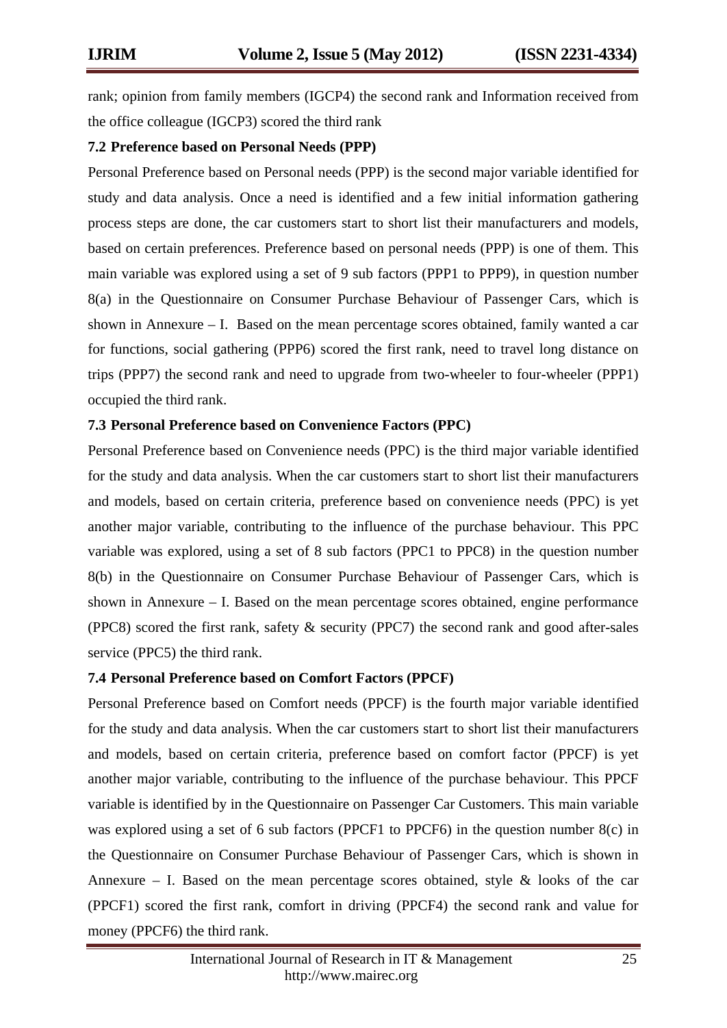rank; opinion from family members (IGCP4) the second rank and Information received from the office colleague (IGCP3) scored the third rank

### 7.2 Preference based on Personal Needs (PPP)

Personal Preference based on Personal needs (PPP) is the second major variable identified for study and data analysis. Once a need is identified and a few initial information gathering process steps are done, the car customers start to short list their manufacturers and models, based on certain preferences. Preference based on personal needs (PPP) is one of them. This main variable was explored using a set of 9 sub factors (PPP1 to PPP9), in question number 8(a) in the Questionnaire on Consumer Purchase Behaviour of Passenger Cars, which is shown in Annexure – I. Based on the mean percentage scores obtained, family wanted a car for functions, social gathering (PPP6) scored the first rank, need to travel long distance on trips (PPP7) the second rank and need to upgrade from two-wheeler to four-wheeler (PPP1) occupied the third rank.

### 7.3 Personal Preference based on Convenience Factors (PPC)

Personal Preference based on Convenience needs (PPC) is the third major variable identified for the study and data analysis. When the car customers start to short list their manufacturers and models, based on certain criteria, preference based on convenience needs (PPC) is yet another major variable, contributing to the influence of the purchase behaviour. This PPC variable was explored, using a set of 8 sub factors (PPC1 to PPC8) in the question number 8(b) in the Questionnaire on Consumer Purchase Behaviour of Passenger Cars, which is shown in Annexure – I. Based on the mean percentage scores obtained, engine performance (PPC8) scored the first rank, safety & security (PPC7) the second rank and good after-sales service (PPC5) the third rank.

### 7.4 Personal Preference based on Comfort Factors (PPCF)

Personal Preference based on Comfort needs (PPCF) is the fourth major variable identified for the study and data analysis. When the car customers start to short list their manufacturers and models, based on certain criteria, preference based on comfort factor (PPCF) is yet another major variable, contributing to the influence of the purchase behaviour. This PPCF variable is identified by in the Questionnaire on Passenger Car Customers. This main variable was explored using a set of 6 sub factors (PPCF1 to PPCF6) in the question number 8(c) in the Questionnaire on Consumer Purchase Behaviour of Passenger Cars, which is shown in Annexure – I. Based on the mean percentage scores obtained, style & looks of the car (PPCF1) scored the first rank, comfort in driving (PPCF4) the second rank and value for money (PPCF6) the third rank.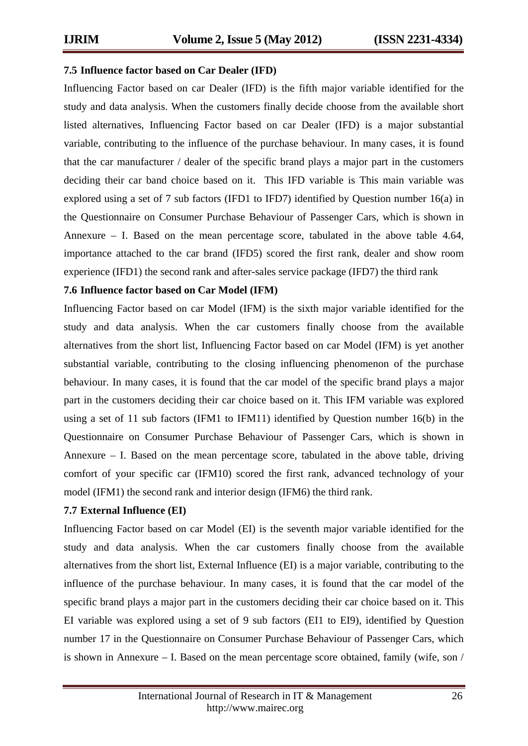### 7.5 Influence factor based on Car Dealer (IFD)

Influencing Factor based on car Dealer (IFD) is the fifth major variable identified for the study and data analysis. When the customers finally decide choose from the available short listed alternatives, Influencing Factor based on car Dealer (IFD) is a major substantial variable, contributing to the influence of the purchase behaviour. In many cases, it is found that the car manufacturer / dealer of the specific brand plays a major part in the customers deciding their car band choice based on it. This IFD variable is This main variable was explored using a set of 7 sub factors (IFD1 to IFD7) identified by Question number 16(a) in the Questionnaire on Consumer Purchase Behaviour of Passenger Cars, which is shown in Annexure – I. Based on the mean percentage score, tabulated in the above table 4.64, importance attached to the car brand (IFD5) scored the first rank, dealer and show room experience (IFD1) the second rank and after-sales service package (IFD7) the third rank

### 7.6 Influence factor based on Car Model (IFM)

Influencing Factor based on car Model (IFM) is the sixth major variable identified for the study and data analysis. When the car customers finally choose from the available alternatives from the short list, Influencing Factor based on car Model (IFM) is yet another substantial variable, contributing to the closing influencing phenomenon of the purchase behaviour. In many cases, it is found that the car model of the specific brand plays a major part in the customers deciding their car choice based on it. This IFM variable was explored using a set of 11 sub factors (IFM1 to IFM11) identified by Question number 16(b) in the Questionnaire on Consumer Purchase Behaviour of Passenger Cars, which is shown in Annexure – I. Based on the mean percentage score, tabulated in the above table, driving comfort of your specific car (IFM10) scored the first rank, advanced technology of your model (IFM1) the second rank and interior design (IFM6) the third rank.

### 7.7 External Influence (EI)

Influencing Factor based on car Model (EI) is the seventh major variable identified for the study and data analysis. When the car customers finally choose from the available alternatives from the short list, External Influence (EI) is a major variable, contributing to the influence of the purchase behaviour. In many cases, it is found that the car model of the specific brand plays a major part in the customers deciding their car choice based on it. This EI variable was explored using a set of 9 sub factors (EI1 to EI9), identified by Question number 17 in the Questionnaire on Consumer Purchase Behaviour of Passenger Cars, which is shown in Annexure – I. Based on the mean percentage score obtained, family (wife, son /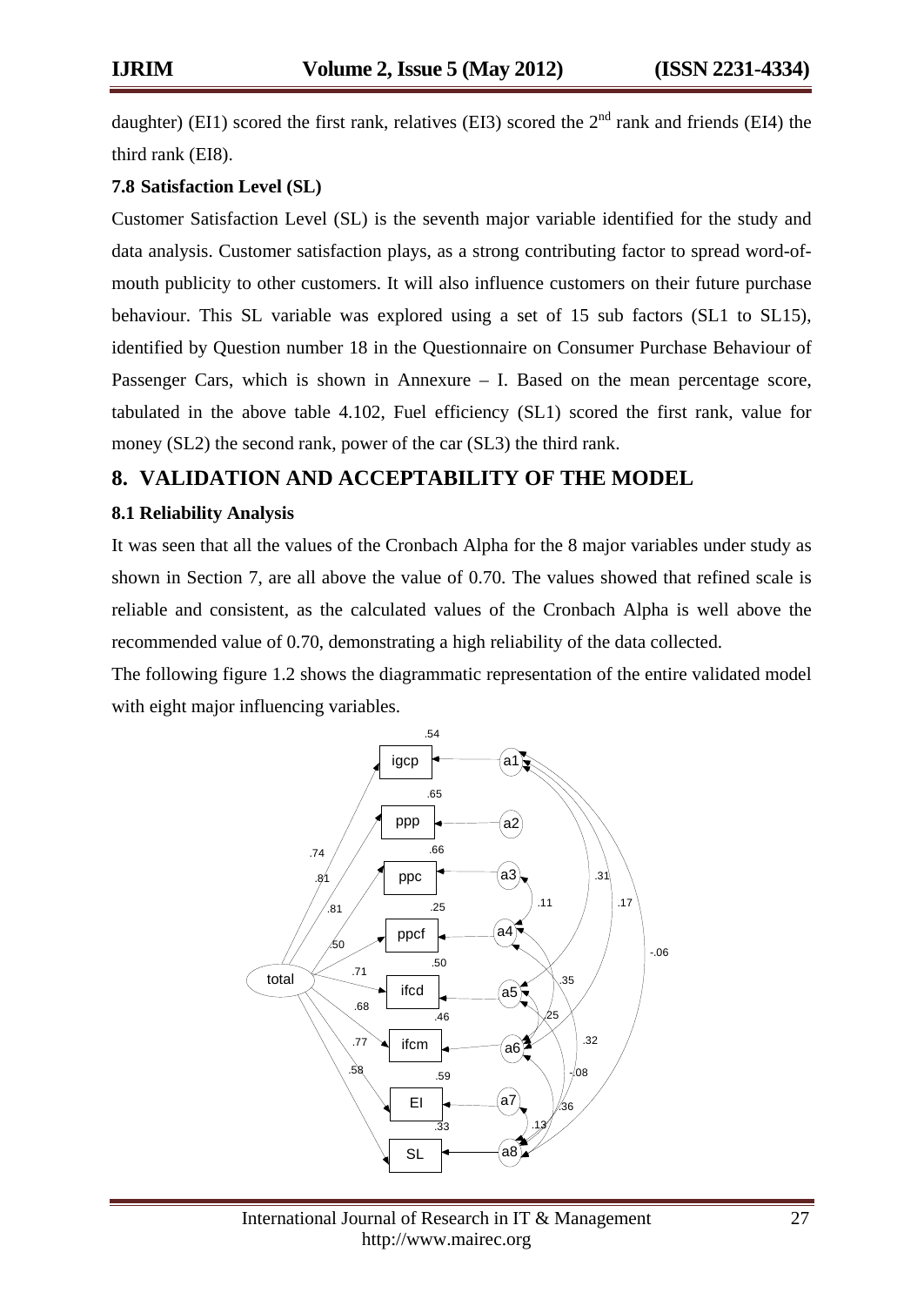daughter) (EI1) scored the first rank, relatives (EI3) scored the 2nd rank and friends (EI4) the third rank (EI8).

### 7.8 Satisfaction Level (SL)

Customer Satisfaction Level (SL) is the seventh major variable identified for the study and data analysis. Customer satisfaction plays, as a strong contributing factor to spread word-of-mouth publicity to other customers. It will also influence customers on their future purchase behaviour. This SL variable was explored using a set of 15 sub factors (SL1 to SL15), identified by Question number 18 in the Questionnaire on Consumer Purchase Behaviour of Passenger Cars, which is shown in Annexure – I. Based on the mean percentage score, tabulated in the above table 4.102, Fuel efficiency (SL1) scored the first rank, value for money (SL2) the second rank, power of the car (SL3) the third rank.

## 8. VALIDATION AND ACCEPTABILITY OF THE MODEL

### 8.1 Reliability Analysis

It was seen that all the values of the Cronbach Alpha for the 8 major variables under study as shown in Section 7, are all above the value of 0.70. The values showed that refined scale is reliable and consistent, as the calculated values of the Cronbach Alpha is well above the recommended value of 0.70, demonstrating a high reliability of the data collected.

The following figure 1.2 shows the diagrammatic representation of the entire validated model with eight major influencing variables.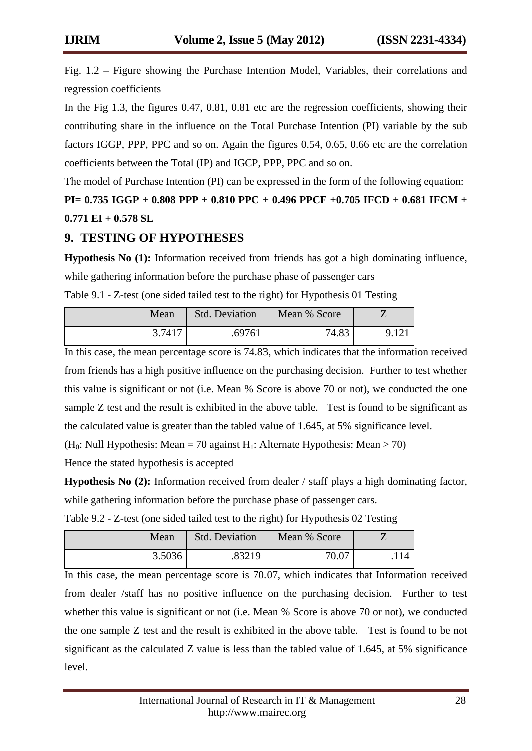Fig. 1.2 – Figure showing the Purchase Intention Model, Variables, their correlations and regression coefficients

In the Fig 1.3, the figures 0.47, 0.81, 0.81 etc are the regression coefficients, showing their contributing share in the influence on the Total Purchase Intention (PI) variable by the sub factors IGGP, PPP, PPC and so on. Again the figures 0.54, 0.65, 0.66 etc are the correlation coefficients between the Total (IP) and IGCP, PPP, PPC and so on.

The model of Purchase Intention (PI) can be expressed in the form of the following equation:

**PI= 0.735 IGGP + 0.808 PPP + 0.810 PPC + 0.496 PPCF +0.705 IFCD + 0.681 IFCM + 0.771 EI + 0.578 SL**

## 9. TESTING OF HYPOTHESES

**Hypothesis No (1):** Information received from friends has got a high dominating influence, while gathering information before the purchase phase of passenger cars

Table 9.1 - Z-test (one sided tailed test to the right) for Hypothesis 01 Testing

| | Mean | Std. Deviation | Mean % Score | Z |
|---|---|---|---|---|
| | 3.7417 | .69761 | 74.83 | 9.121 |

In this case, the mean percentage score is 74.83, which indicates that the information received from friends has a high positive influence on the purchasing decision. Further to test whether this value is significant or not (i.e. Mean % Score is above 70 or not), we conducted the one sample Z test and the result is exhibited in the above table. Test is found to be significant as the calculated value is greater than the tabled value of 1.645, at 5% significance level.

($H_0$: Null Hypothesis: Mean = 70 against $H_1$: Alternate Hypothesis: Mean > 70)

Hence the stated hypothesis is accepted

**Hypothesis No (2):** Information received from dealer / staff plays a high dominating factor, while gathering information before the purchase phase of passenger cars.

Table 9.2 - Z-test (one sided tailed test to the right) for Hypothesis 02 Testing

| | Mean | Std. Deviation | Mean % Score | Z |
|---|---|---|---|---|
| | 3.5036 | .83219 | 70.07 | .114 |

In this case, the mean percentage score is 70.07, which indicates that Information received from dealer /staff has no positive influence on the purchasing decision. Further to test whether this value is significant or not (i.e. Mean % Score is above 70 or not), we conducted the one sample Z test and the result is exhibited in the above table. Test is found to be not significant as the calculated Z value is less than the tabled value of 1.645, at 5% significance level.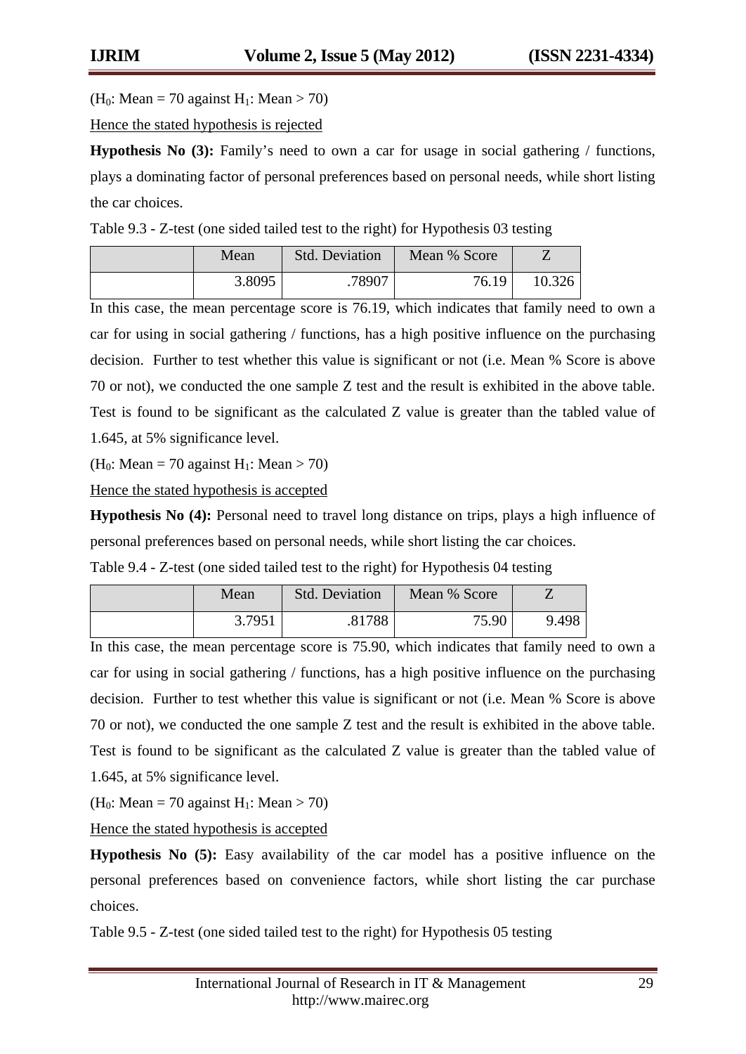($H_0$: Mean = 70 against $H_1$: Mean > 70)

Hence the stated hypothesis is rejected

**Hypothesis No (3):** Family's need to own a car for usage in social gathering / functions, plays a dominating factor of personal preferences based on personal needs, while short listing the car choices.

Table 9.3 - Z-test (one sided tailed test to the right) for Hypothesis 03 testing

| | Mean | Std. Deviation | Mean % Score | Z |
|---|---|---|---|---|
| | 3.8095 | .78907 | 76.19 | 10.326 |

In this case, the mean percentage score is 76.19, which indicates that family need to own a car for using in social gathering / functions, has a high positive influence on the purchasing decision. Further to test whether this value is significant or not (i.e. Mean % Score is above 70 or not), we conducted the one sample Z test and the result is exhibited in the above table. Test is found to be significant as the calculated Z value is greater than the tabled value of 1.645, at 5% significance level.

($H_0$: Mean = 70 against $H_1$: Mean > 70)

Hence the stated hypothesis is accepted

**Hypothesis No (4):** Personal need to travel long distance on trips, plays a high influence of personal preferences based on personal needs, while short listing the car choices.

Table 9.4 - Z-test (one sided tailed test to the right) for Hypothesis 04 testing

| | Mean | Std. Deviation | Mean % Score | Z |
|---|---|---|---|---|
| | 3.7951 | .81788 | 75.90 | 9.498 |

In this case, the mean percentage score is 75.90, which indicates that family need to own a car for using in social gathering / functions, has a high positive influence on the purchasing decision. Further to test whether this value is significant or not (i.e. Mean % Score is above 70 or not), we conducted the one sample Z test and the result is exhibited in the above table. Test is found to be significant as the calculated Z value is greater than the tabled value of 1.645, at 5% significance level.

($H_0$: Mean = 70 against $H_1$: Mean > 70)

Hence the stated hypothesis is accepted

**Hypothesis No (5):** Easy availability of the car model has a positive influence on the personal preferences based on convenience factors, while short listing the car purchase choices.

Table 9.5 - Z-test (one sided tailed test to the right) for Hypothesis 05 testing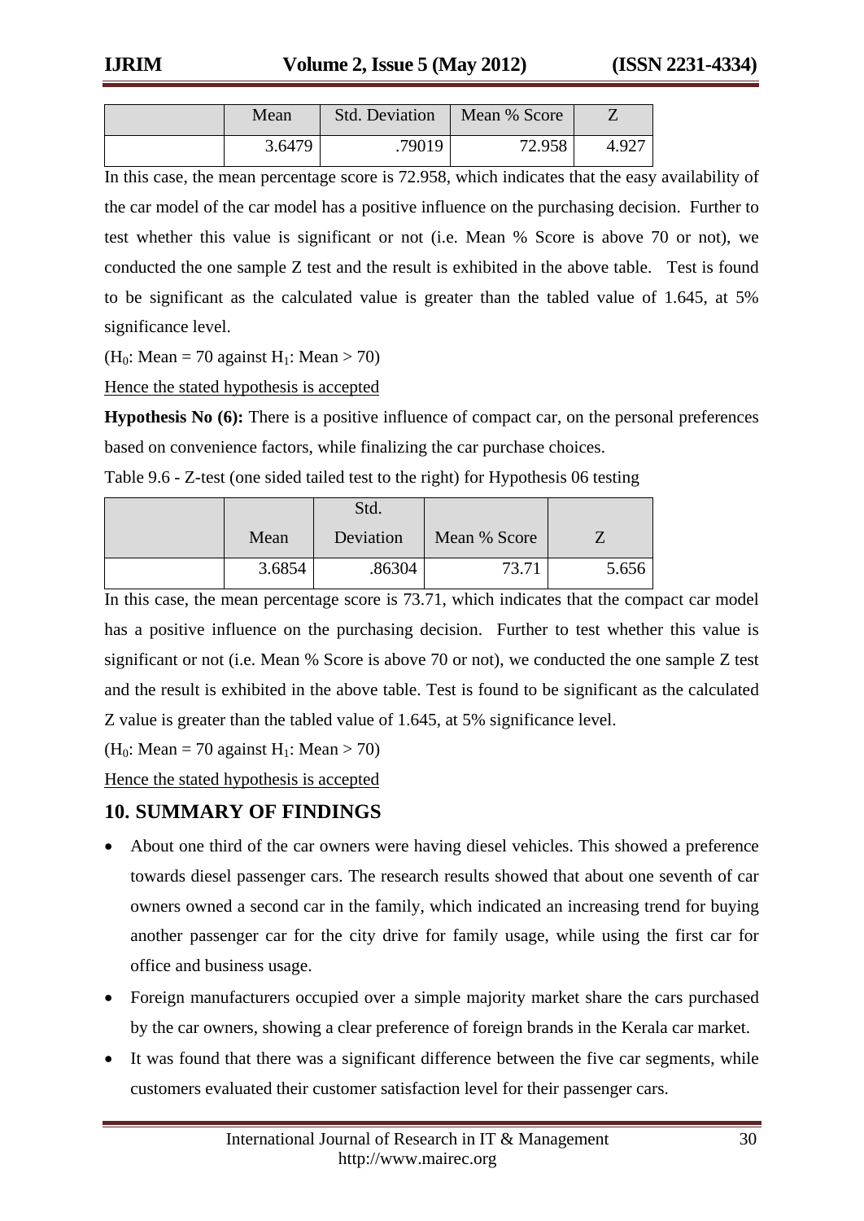| | Mean | Std. Deviation | Mean % Score | Z |
|---|---|---|---|---|
| | 3.6479 | .79019 | 72.958 | 4.927 |

In this case, the mean percentage score is 72.958, which indicates that the easy availability of the car model of the car model has a positive influence on the purchasing decision. Further to test whether this value is significant or not (i.e. Mean % Score is above 70 or not), we conducted the one sample Z test and the result is exhibited in the above table. Test is found to be significant as the calculated value is greater than the tabled value of 1.645, at 5% significance level.

($H_0$: Mean = 70 against $H_1$: Mean > 70)

Hence the stated hypothesis is accepted

**Hypothesis No (6):** There is a positive influence of compact car, on the personal preferences based on convenience factors, while finalizing the car purchase choices.

Table 9.6 - Z-test (one sided tailed test to the right) for Hypothesis 06 testing

| | Mean | Std. Deviation | Mean % Score | Z |
|---|---|---|---|---|
| | 3.6854 | .86304 | 73.71 | 5.656 |

In this case, the mean percentage score is 73.71, which indicates that the compact car model has a positive influence on the purchasing decision. Further to test whether this value is significant or not (i.e. Mean % Score is above 70 or not), we conducted the one sample Z test and the result is exhibited in the above table. Test is found to be significant as the calculated Z value is greater than the tabled value of 1.645, at 5% significance level.

($H_0$: Mean = 70 against $H_1$: Mean > 70)

Hence the stated hypothesis is accepted

## 10. SUMMARY OF FINDINGS

- About one third of the car owners were having diesel vehicles. This showed a preference towards diesel passenger cars. The research results showed that about one seventh of car owners owned a second car in the family, which indicated an increasing trend for buying another passenger car for the city drive for family usage, while using the first car for office and business usage.
- Foreign manufacturers occupied over a simple majority market share the cars purchased by the car owners, showing a clear preference of foreign brands in the Kerala car market.
- It was found that there was a significant difference between the five car segments, while customers evaluated their customer satisfaction level for their passenger cars.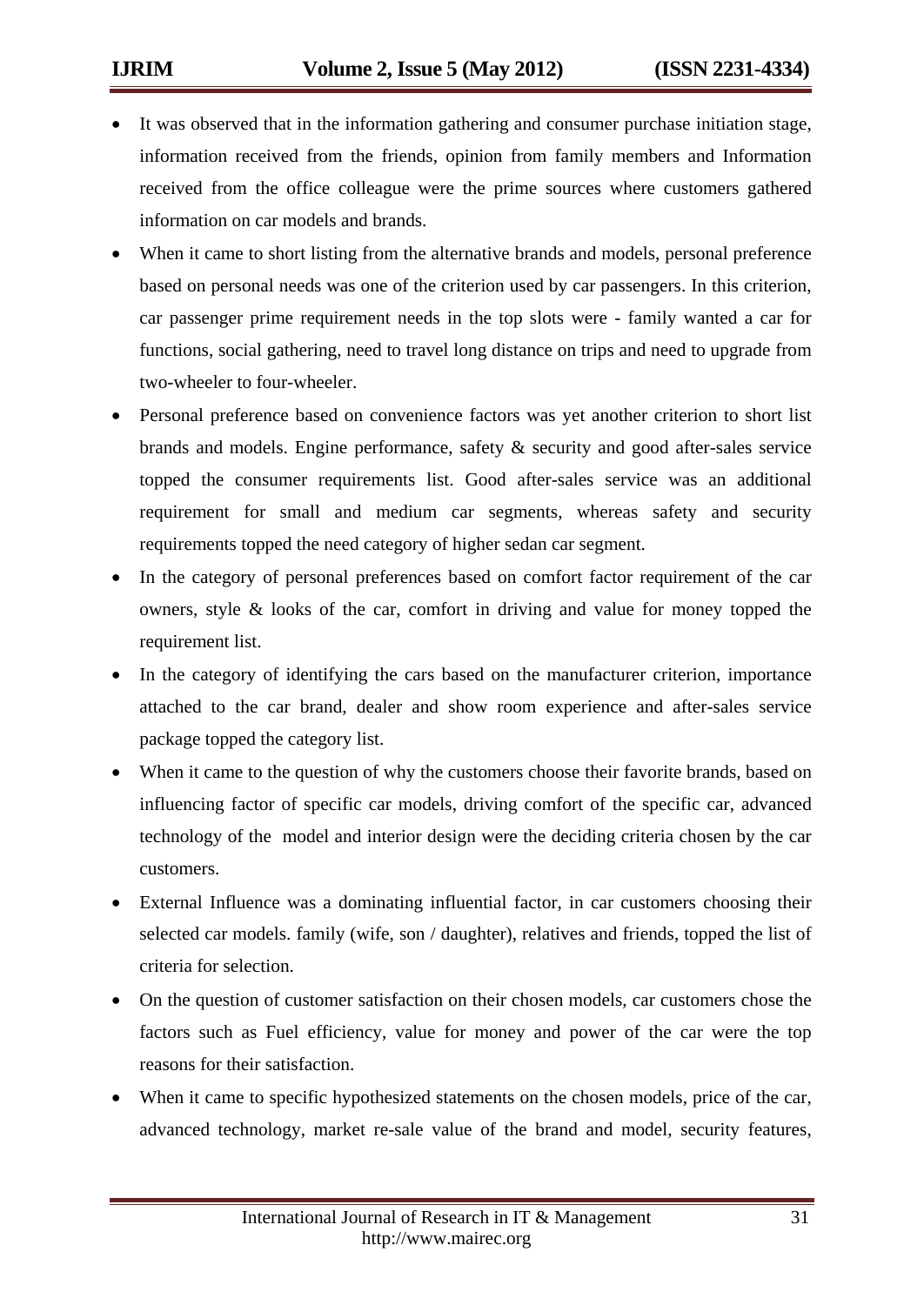- It was observed that in the information gathering and consumer purchase initiation stage, information received from the friends, opinion from family members and Information received from the office colleague were the prime sources where customers gathered information on car models and brands.
- When it came to short listing from the alternative brands and models, personal preference based on personal needs was one of the criterion used by car passengers. In this criterion, car passenger prime requirement needs in the top slots were - family wanted a car for functions, social gathering, need to travel long distance on trips and need to upgrade from two-wheeler to four-wheeler.
- Personal preference based on convenience factors was yet another criterion to short list brands and models. Engine performance, safety & security and good after-sales service topped the consumer requirements list. Good after-sales service was an additional requirement for small and medium car segments, whereas safety and security requirements topped the need category of higher sedan car segment.
- In the category of personal preferences based on comfort factor requirement of the car owners, style & looks of the car, comfort in driving and value for money topped the requirement list.
- In the category of identifying the cars based on the manufacturer criterion, importance attached to the car brand, dealer and show room experience and after-sales service package topped the category list.
- When it came to the question of why the customers choose their favorite brands, based on influencing factor of specific car models, driving comfort of the specific car, advanced technology of the model and interior design were the deciding criteria chosen by the car customers.
- External Influence was a dominating influential factor, in car customers choosing their selected car models. family (wife, son / daughter), relatives and friends, topped the list of criteria for selection.
- On the question of customer satisfaction on their chosen models, car customers chose the factors such as Fuel efficiency, value for money and power of the car were the top reasons for their satisfaction.
- When it came to specific hypothesized statements on the chosen models, price of the car, advanced technology, market re-sale value of the brand and model, security features,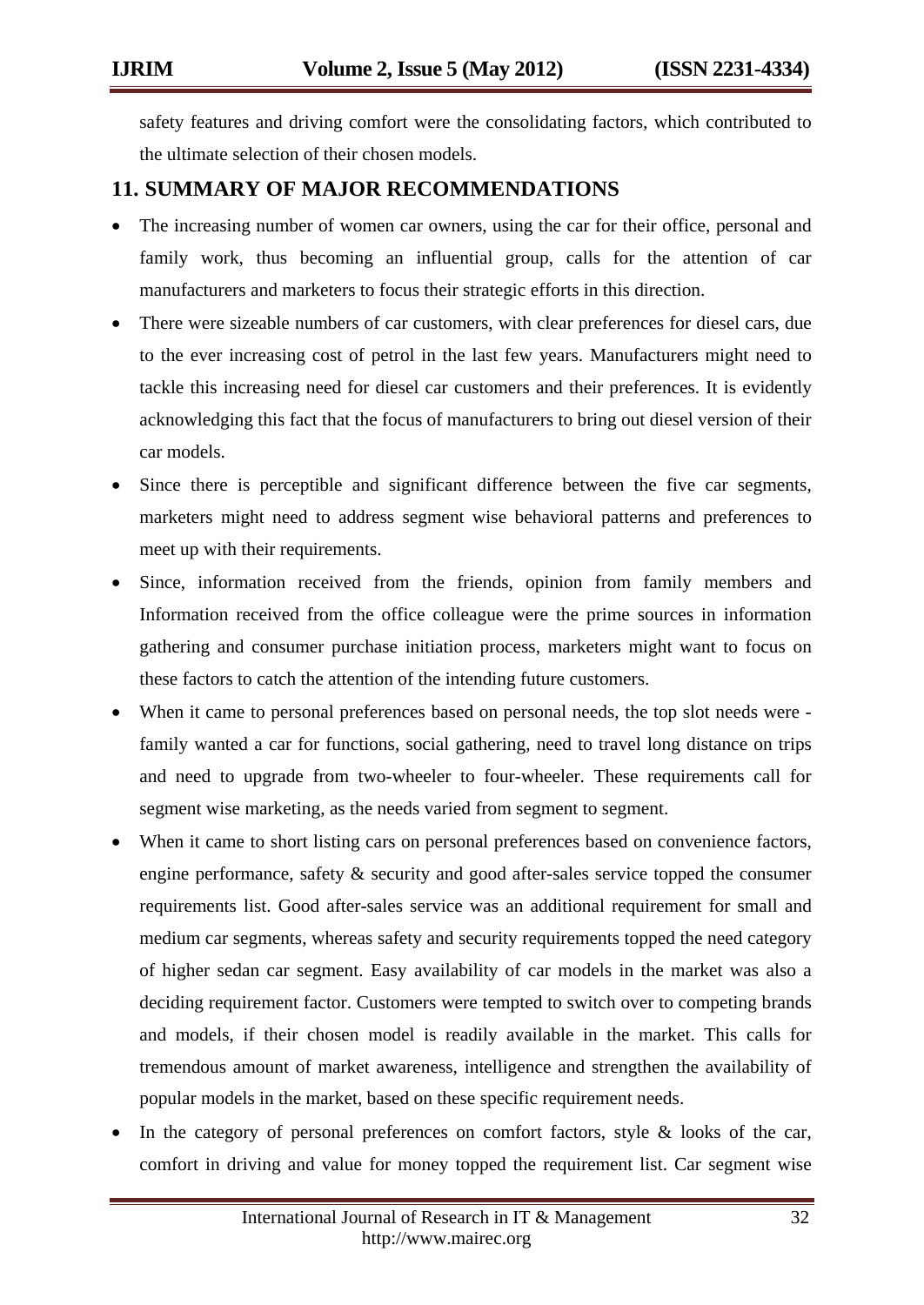safety features and driving comfort were the consolidating factors, which contributed to the ultimate selection of their chosen models.

## 11. SUMMARY OF MAJOR RECOMMENDATIONS

- The increasing number of women car owners, using the car for their office, personal and family work, thus becoming an influential group, calls for the attention of car manufacturers and marketers to focus their strategic efforts in this direction.
- There were sizeable numbers of car customers, with clear preferences for diesel cars, due to the ever increasing cost of petrol in the last few years. Manufacturers might need to tackle this increasing need for diesel car customers and their preferences. It is evidently acknowledging this fact that the focus of manufacturers to bring out diesel version of their car models.
- Since there is perceptible and significant difference between the five car segments, marketers might need to address segment wise behavioral patterns and preferences to meet up with their requirements.
- Since, information received from the friends, opinion from family members and Information received from the office colleague were the prime sources in information gathering and consumer purchase initiation process, marketers might want to focus on these factors to catch the attention of the intending future customers.
- When it came to personal preferences based on personal needs, the top slot needs were - family wanted a car for functions, social gathering, need to travel long distance on trips and need to upgrade from two-wheeler to four-wheeler. These requirements call for segment wise marketing, as the needs varied from segment to segment.
- When it came to short listing cars on personal preferences based on convenience factors, engine performance, safety & security and good after-sales service topped the consumer requirements list. Good after-sales service was an additional requirement for small and medium car segments, whereas safety and security requirements topped the need category of higher sedan car segment. Easy availability of car models in the market was also a deciding requirement factor. Customers were tempted to switch over to competing brands and models, if their chosen model is readily available in the market. This calls for tremendous amount of market awareness, intelligence and strengthen the availability of popular models in the market, based on these specific requirement needs.
- In the category of personal preferences on comfort factors, style & looks of the car, comfort in driving and value for money topped the requirement list. Car segment wise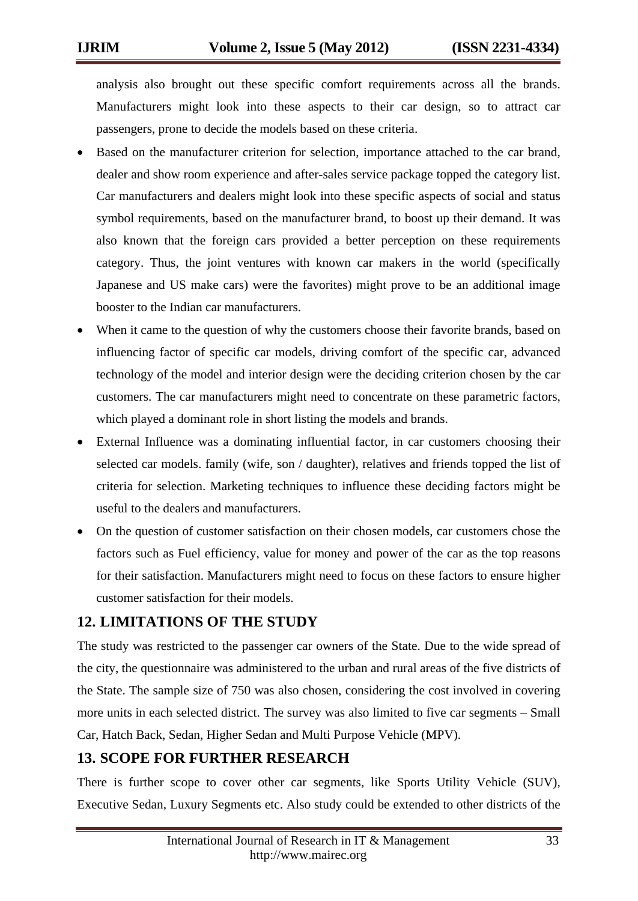analysis also brought out these specific comfort requirements across all the brands. Manufacturers might look into these aspects to their car design, so to attract car passengers, prone to decide the models based on these criteria.

- Based on the manufacturer criterion for selection, importance attached to the car brand, dealer and show room experience and after-sales service package topped the category list. Car manufacturers and dealers might look into these specific aspects of social and status symbol requirements, based on the manufacturer brand, to boost up their demand. It was also known that the foreign cars provided a better perception on these requirements category. Thus, the joint ventures with known car makers in the world (specifically Japanese and US make cars) were the favorites) might prove to be an additional image booster to the Indian car manufacturers.
- When it came to the question of why the customers choose their favorite brands, based on influencing factor of specific car models, driving comfort of the specific car, advanced technology of the model and interior design were the deciding criterion chosen by the car customers. The car manufacturers might need to concentrate on these parametric factors, which played a dominant role in short listing the models and brands.
- External Influence was a dominating influential factor, in car customers choosing their selected car models. family (wife, son / daughter), relatives and friends topped the list of criteria for selection. Marketing techniques to influence these deciding factors might be useful to the dealers and manufacturers.
- On the question of customer satisfaction on their chosen models, car customers chose the factors such as Fuel efficiency, value for money and power of the car as the top reasons for their satisfaction. Manufacturers might need to focus on these factors to ensure higher customer satisfaction for their models.

## 12. LIMITATIONS OF THE STUDY

The study was restricted to the passenger car owners of the State. Due to the wide spread of the city, the questionnaire was administered to the urban and rural areas of the five districts of the State. The sample size of 750 was also chosen, considering the cost involved in covering more units in each selected district. The survey was also limited to five car segments – Small Car, Hatch Back, Sedan, Higher Sedan and Multi Purpose Vehicle (MPV).

## 13. SCOPE FOR FURTHER RESEARCH

There is further scope to cover other car segments, like Sports Utility Vehicle (SUV), Executive Sedan, Luxury Segments etc. Also study could be extended to other districts of the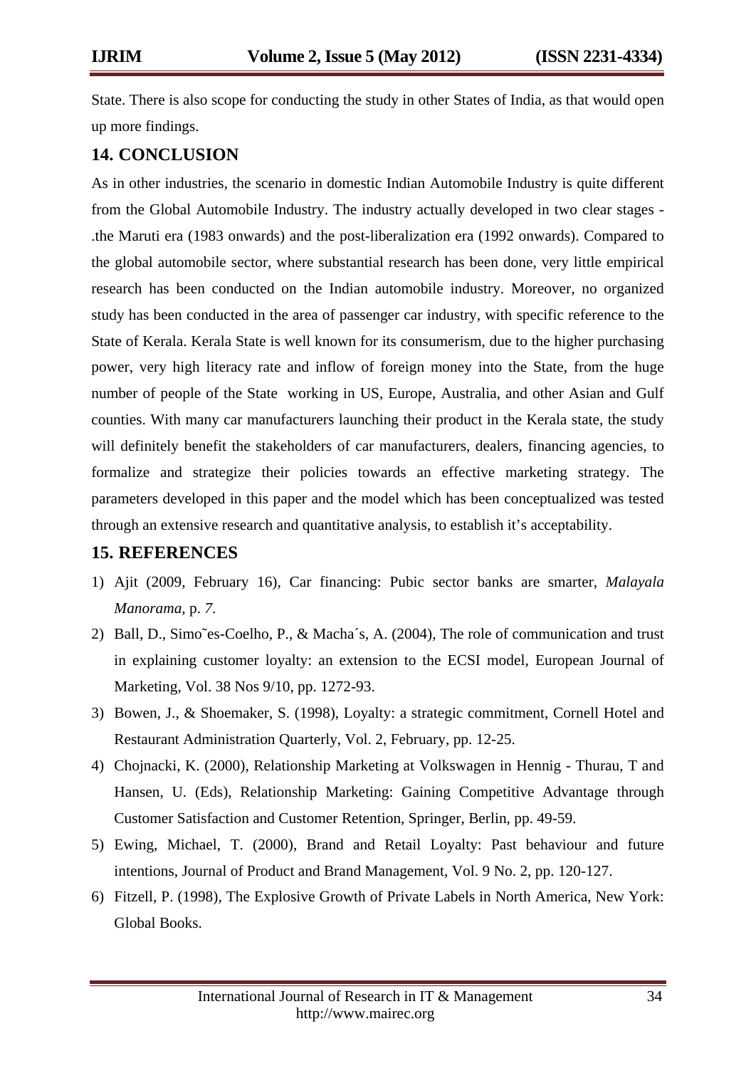State. There is also scope for conducting the study in other States of India, as that would open up more findings.

## 14. CONCLUSION

As in other industries, the scenario in domestic Indian Automobile Industry is quite different from the Global Automobile Industry. The industry actually developed in two clear stages - .the Maruti era (1983 onwards) and the post-liberalization era (1992 onwards). Compared to the global automobile sector, where substantial research has been done, very little empirical research has been conducted on the Indian automobile industry. Moreover, no organized study has been conducted in the area of passenger car industry, with specific reference to the State of Kerala. Kerala State is well known for its consumerism, due to the higher purchasing power, very high literacy rate and inflow of foreign money into the State, from the huge number of people of the State working in US, Europe, Australia, and other Asian and Gulf counties. With many car manufacturers launching their product in the Kerala state, the study will definitely benefit the stakeholders of car manufacturers, dealers, financing agencies, to formalize and strategize their policies towards an effective marketing strategy. The parameters developed in this paper and the model which has been conceptualized was tested through an extensive research and quantitative analysis, to establish it's acceptability.

## 15. REFERENCES

1) Ajit (2009, February 16), Car financing: Pubic sector banks are smarter, *Malayala Manorama*, p. *7*.
2) Ball, D., Simo˜es-Coelho, P., & Macha´s, A. (2004), The role of communication and trust in explaining customer loyalty: an extension to the ECSI model, European Journal of Marketing, Vol. 38 Nos 9/10, pp. 1272-93.
3) Bowen, J., & Shoemaker, S. (1998), Loyalty: a strategic commitment, Cornell Hotel and Restaurant Administration Quarterly, Vol. 2, February, pp. 12-25.
4) Chojnacki, K. (2000), Relationship Marketing at Volkswagen in Hennig - Thurau, T and Hansen, U. (Eds), Relationship Marketing: Gaining Competitive Advantage through Customer Satisfaction and Customer Retention, Springer, Berlin, pp. 49-59.
5) Ewing, Michael, T. (2000), Brand and Retail Loyalty: Past behaviour and future intentions, Journal of Product and Brand Management, Vol. 9 No. 2, pp. 120-127.
6) Fitzell, P. (1998), The Explosive Growth of Private Labels in North America, New York: Global Books.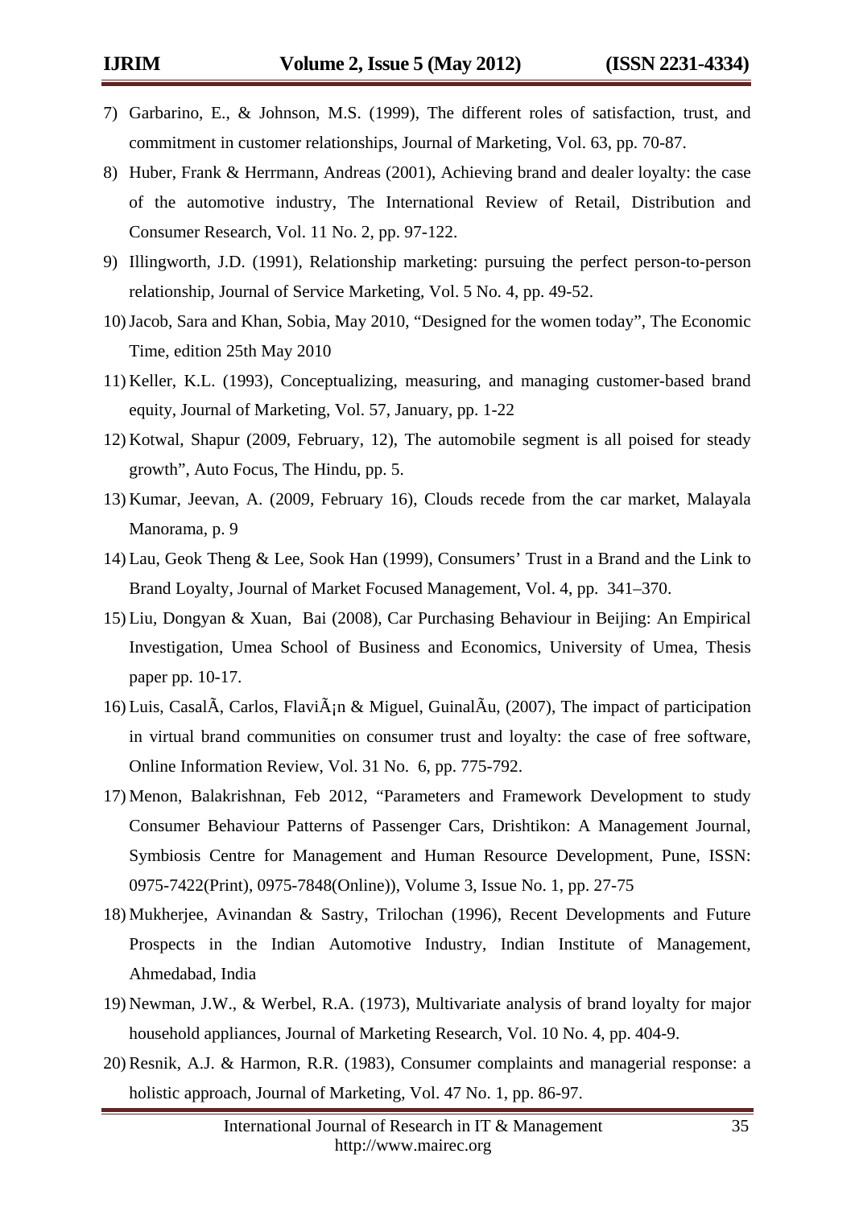7) Garbarino, E., & Johnson, M.S. (1999), The different roles of satisfaction, trust, and commitment in customer relationships, Journal of Marketing, Vol. 63, pp. 70-87.
8) Huber, Frank & Herrmann, Andreas (2001), Achieving brand and dealer loyalty: the case of the automotive industry, The International Review of Retail, Distribution and Consumer Research, Vol. 11 No. 2, pp. 97-122.
9) Illingworth, J.D. (1991), Relationship marketing: pursuing the perfect person-to-person relationship, Journal of Service Marketing, Vol. 5 No. 4, pp. 49-52.
10) Jacob, Sara and Khan, Sobia, May 2010, "Designed for the women today", The Economic Time, edition 25th May 2010
11) Keller, K.L. (1993), Conceptualizing, measuring, and managing customer-based brand equity, Journal of Marketing, Vol. 57, January, pp. 1-22
12) Kotwal, Shapur (2009, February, 12), The automobile segment is all poised for steady growth", Auto Focus, The Hindu, pp. 5.
13) Kumar, Jeevan, A. (2009, February 16), Clouds recede from the car market, Malayala Manorama, p. 9
14) Lau, Geok Theng & Lee, Sook Han (1999), Consumers' Trust in a Brand and the Link to Brand Loyalty, Journal of Market Focused Management, Vol. 4, pp. 341–370.
15) Liu, Dongyan & Xuan, Bai (2008), Car Purchasing Behaviour in Beijing: An Empirical Investigation, Umea School of Business and Economics, University of Umea, Thesis paper pp. 10-17.
16) Luis, CasalÃ, Carlos, FlaviÃ¡n & Miguel, GuinalÃu, (2007), The impact of participation in virtual brand communities on consumer trust and loyalty: the case of free software, Online Information Review, Vol. 31 No. 6, pp. 775-792.
17) Menon, Balakrishnan, Feb 2012, "Parameters and Framework Development to study Consumer Behaviour Patterns of Passenger Cars, Drishtikon: A Management Journal, Symbiosis Centre for Management and Human Resource Development, Pune, ISSN: 0975-7422(Print), 0975-7848(Online)), Volume 3, Issue No. 1, pp. 27-75
18) Mukherjee, Avinandan & Sastry, Trilochan (1996), Recent Developments and Future Prospects in the Indian Automotive Industry, Indian Institute of Management, Ahmedabad, India
19) Newman, J.W., & Werbel, R.A. (1973), Multivariate analysis of brand loyalty for major household appliances, Journal of Marketing Research, Vol. 10 No. 4, pp. 404-9.
20) Resnik, A.J. & Harmon, R.R. (1983), Consumer complaints and managerial response: a holistic approach, Journal of Marketing, Vol. 47 No. 1, pp. 86-97.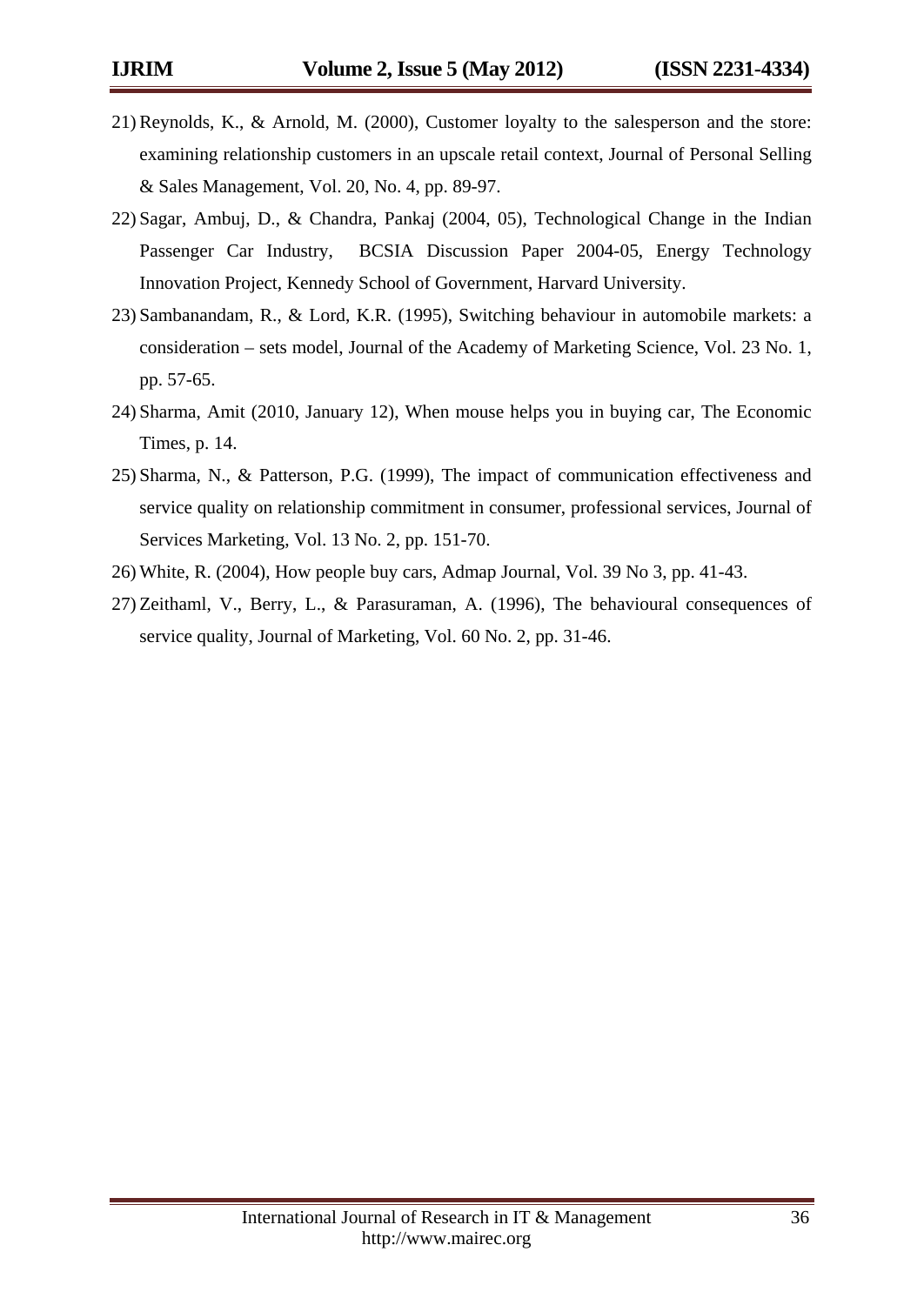21) Reynolds, K., & Arnold, M. (2000), Customer loyalty to the salesperson and the store: examining relationship customers in an upscale retail context, Journal of Personal Selling & Sales Management, Vol. 20, No. 4, pp. 89-97.
22) Sagar, Ambuj, D., & Chandra, Pankaj (2004, 05), Technological Change in the Indian Passenger Car Industry, BCSIA Discussion Paper 2004-05, Energy Technology Innovation Project, Kennedy School of Government, Harvard University.
23) Sambanandam, R., & Lord, K.R. (1995), Switching behaviour in automobile markets: a consideration – sets model, Journal of the Academy of Marketing Science, Vol. 23 No. 1, pp. 57-65.
24) Sharma, Amit (2010, January 12), When mouse helps you in buying car, The Economic Times, p. 14.
25) Sharma, N., & Patterson, P.G. (1999), The impact of communication effectiveness and service quality on relationship commitment in consumer, professional services, Journal of Services Marketing, Vol. 13 No. 2, pp. 151-70.
26) White, R. (2004), How people buy cars, Admap Journal, Vol. 39 No 3, pp. 41-43.
27) Zeithaml, V., Berry, L., & Parasuraman, A. (1996), The behavioural consequences of service quality, Journal of Marketing, Vol. 60 No. 2, pp. 31-46.